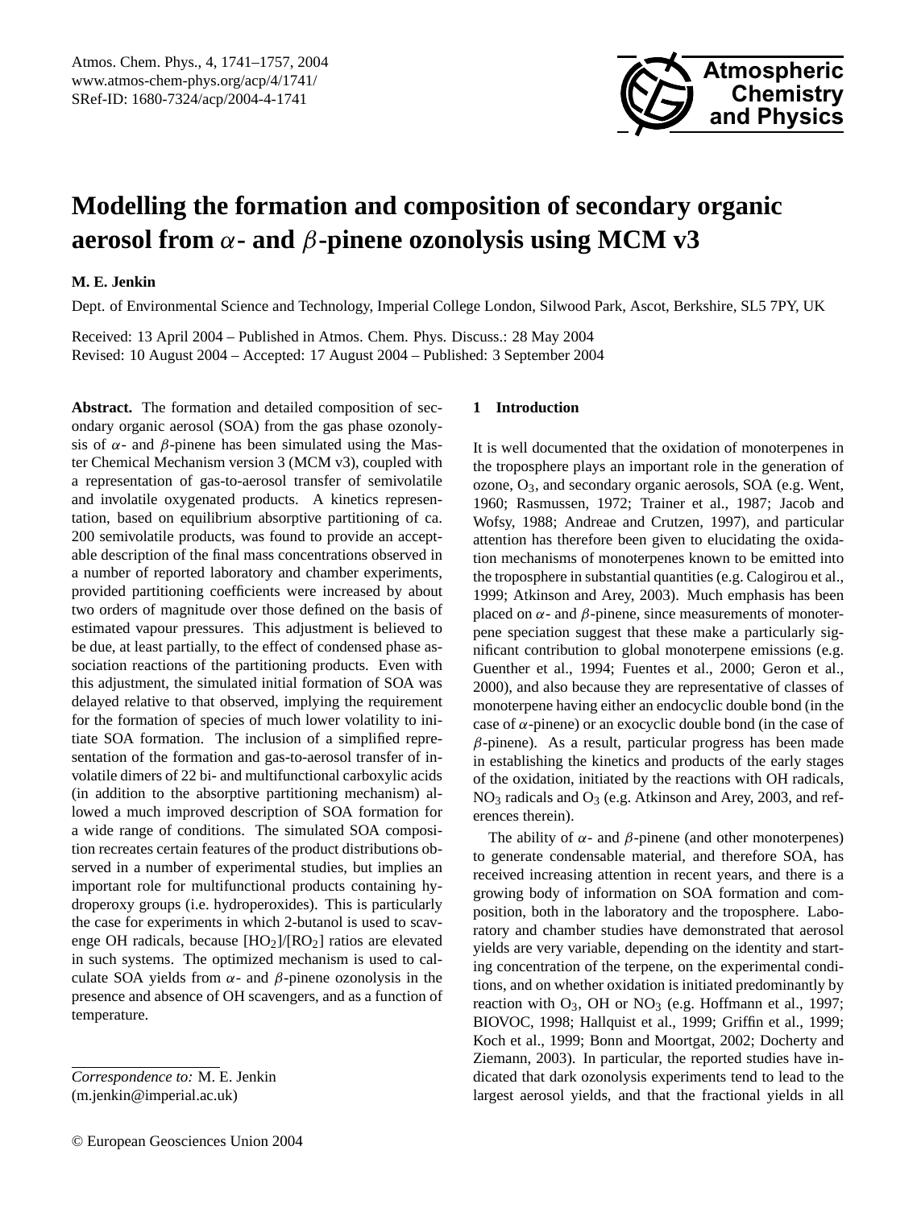# Modelling the formation and composition of secondary organic aerosol from $\alpha$- and $\beta$-pinene ozonolysis using MCM v3

**M. E. Jenkin**

Dept. of Environmental Science and Technology, Imperial College London, Silwood Park, Ascot, Berkshire, SL5 7PY, UK

Received: 13 April 2004 – Published in Atmos. Chem. Phys. Discuss.: 28 May 2004
Revised: 10 August 2004 – Accepted: 17 August 2004 – Published: 3 September 2004

**Abstract.** The formation and detailed composition of secondary organic aerosol (SOA) from the gas phase ozonolysis of $\alpha$- and $\beta$-pinene has been simulated using the Master Chemical Mechanism version 3 (MCM v3), coupled with a representation of gas-to-aerosol transfer of semivolatile and involatile oxygenated products. A kinetics representation, based on equilibrium absorptive partitioning of ca. 200 semivolatile products, was found to provide an acceptable description of the final mass concentrations observed in a number of reported laboratory and chamber experiments, provided partitioning coefficients were increased by about two orders of magnitude over those defined on the basis of estimated vapour pressures. This adjustment is believed to be due, at least partially, to the effect of condensed phase association reactions of the partitioning products. Even with this adjustment, the simulated initial formation of SOA was delayed relative to that observed, implying the requirement for the formation of species of much lower volatility to initiate SOA formation. The inclusion of a simplified representation of the formation and gas-to-aerosol transfer of involatile dimers of 22 bi- and multifunctional carboxylic acids (in addition to the absorptive partitioning mechanism) allowed a much improved description of SOA formation for a wide range of conditions. The simulated SOA composition recreates certain features of the product distributions observed in a number of experimental studies, but implies an important role for multifunctional products containing hydroperoxy groups (i.e. hydroperoxides). This is particularly the case for experiments in which 2-butanol is used to scavenge OH radicals, because $[HO_2]/[RO_2]$ ratios are elevated in such systems. The optimized mechanism is used to calculate SOA yields from $\alpha$- and $\beta$-pinene ozonolysis in the presence and absence of OH scavengers, and as a function of temperature.

*Correspondence to:* M. E. Jenkin
(m.jenkin@imperial.ac.uk)

## 1 Introduction

It is well documented that the oxidation of monoterpenes in the troposphere plays an important role in the generation of ozone, $O_3$, and secondary organic aerosols, SOA (e.g. Went, 1960; Rasmussen, 1972; Trainer et al., 1987; Jacob and Wofsy, 1988; Andreae and Crutzen, 1997), and particular attention has therefore been given to elucidating the oxidation mechanisms of monoterpenes known to be emitted into the troposphere in substantial quantities (e.g. Calogirou et al., 1999; Atkinson and Arey, 2003). Much emphasis has been placed on $\alpha$- and $\beta$-pinene, since measurements of monoterpene speciation suggest that these make a particularly significant contribution to global monoterpene emissions (e.g. Guenther et al., 1994; Fuentes et al., 2000; Geron et al., 2000), and also because they are representative of classes of monoterpene having either an endocyclic double bond (in the case of $\alpha$-pinene) or an exocyclic double bond (in the case of $\beta$-pinene). As a result, particular progress has been made in establishing the kinetics and products of the early stages of the oxidation, initiated by the reactions with OH radicals, $NO_3$ radicals and $O_3$ (e.g. Atkinson and Arey, 2003, and references therein).

The ability of $\alpha$- and $\beta$-pinene (and other monoterpenes) to generate condensable material, and therefore SOA, has received increasing attention in recent years, and there is a growing body of information on SOA formation and composition, both in the laboratory and the troposphere. Laboratory and chamber studies have demonstrated that aerosol yields are very variable, depending on the identity and starting concentration of the terpene, on the experimental conditions, and on whether oxidation is initiated predominantly by reaction with $O_3$, OH or $NO_3$ (e.g. Hoffmann et al., 1997; BIOVOC, 1998; Hallquist et al., 1999; Griffin et al., 1999; Koch et al., 1999; Bonn and Moortgat, 2002; Docherty and Ziemann, 2003). In particular, the reported studies have indicated that dark ozonolysis experiments tend to lead to the largest aerosol yields, and that the fractional yields in all

© European Geosciences Union 2004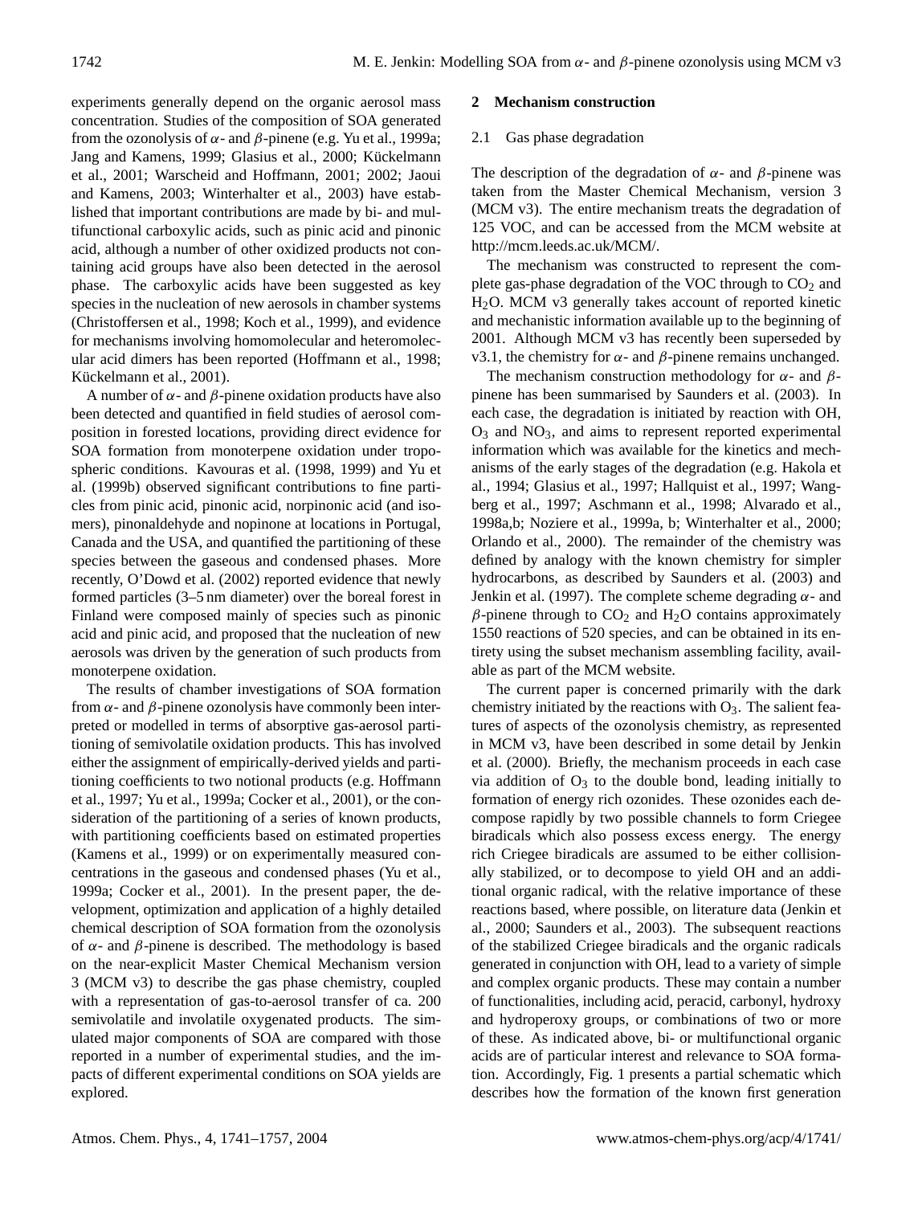experiments generally depend on the organic aerosol mass concentration. Studies of the composition of SOA generated from the ozonolysis of $\alpha$- and $\beta$-pinene (e.g. Yu et al., 1999a; Jang and Kamens, 1999; Glasius et al., 2000; Kückelmann et al., 2001; Warscheid and Hoffmann, 2001; 2002; Jaoui and Kamens, 2003; Winterhalter et al., 2003) have established that important contributions are made by bi- and multifunctional carboxylic acids, such as pinic acid and pinonic acid, although a number of other oxidized products not containing acid groups have also been detected in the aerosol phase. The carboxylic acids have been suggested as key species in the nucleation of new aerosols in chamber systems (Christoffersen et al., 1998; Koch et al., 1999), and evidence for mechanisms involving homomolecular and heteromolecular acid dimers has been reported (Hoffmann et al., 1998; Kückelmann et al., 2001).

A number of $\alpha$- and $\beta$-pinene oxidation products have also been detected and quantified in field studies of aerosol composition in forested locations, providing direct evidence for SOA formation from monoterpene oxidation under tropospheric conditions. Kavouras et al. (1998, 1999) and Yu et al. (1999b) observed significant contributions to fine particles from pinic acid, pinonic acid, norpinonic acid (and isomers), pinonaldehyde and nopinone at locations in Portugal, Canada and the USA, and quantified the partitioning of these species between the gaseous and condensed phases. More recently, O'Dowd et al. (2002) reported evidence that newly formed particles (3–5 nm diameter) over the boreal forest in Finland were composed mainly of species such as pinonic acid and pinic acid, and proposed that the nucleation of new aerosols was driven by the generation of such products from monoterpene oxidation.

The results of chamber investigations of SOA formation from $\alpha$- and $\beta$-pinene ozonolysis have commonly been interpreted or modelled in terms of absorptive gas-aerosol partitioning of semivolatile oxidation products. This has involved either the assignment of empirically-derived yields and partitioning coefficients to two notional products (e.g. Hoffmann et al., 1997; Yu et al., 1999a; Cocker et al., 2001), or the consideration of the partitioning of a series of known products, with partitioning coefficients based on estimated properties (Kamens et al., 1999) or on experimentally measured concentrations in the gaseous and condensed phases (Yu et al., 1999a; Cocker et al., 2001). In the present paper, the development, optimization and application of a highly detailed chemical description of SOA formation from the ozonolysis of $\alpha$- and $\beta$-pinene is described. The methodology is based on the near-explicit Master Chemical Mechanism version 3 (MCM v3) to describe the gas phase chemistry, coupled with a representation of gas-to-aerosol transfer of ca. 200 semivolatile and involatile oxygenated products. The simulated major components of SOA are compared with those reported in a number of experimental studies, and the impacts of different experimental conditions on SOA yields are explored.

## 2 Mechanism construction

### 2.1 Gas phase degradation

The description of the degradation of $\alpha$- and $\beta$-pinene was taken from the Master Chemical Mechanism, version 3 (MCM v3). The entire mechanism treats the degradation of 125 VOC, and can be accessed from the MCM website at http://mcm.leeds.ac.uk/MCM/.

The mechanism was constructed to represent the complete gas-phase degradation of the VOC through to $CO_2$ and $H_2O$. MCM v3 generally takes account of reported kinetic and mechanistic information available up to the beginning of 2001. Although MCM v3 has recently been superseded by v3.1, the chemistry for $\alpha$- and $\beta$-pinene remains unchanged.

The mechanism construction methodology for $\alpha$- and $\beta$-pinene has been summarised by Saunders et al. (2003). In each case, the degradation is initiated by reaction with OH, $O_3$ and $NO_3$, and aims to represent reported experimental information which was available for the kinetics and mechanisms of the early stages of the degradation (e.g. Hakola et al., 1994; Glasius et al., 1997; Hallquist et al., 1997; Wangberg et al., 1997; Aschmann et al., 1998; Alvarado et al., 1998a,b; Noziere et al., 1999a, b; Winterhalter et al., 2000; Orlando et al., 2000). The remainder of the chemistry was defined by analogy with the known chemistry for simpler hydrocarbons, as described by Saunders et al. (2003) and Jenkin et al. (1997). The complete scheme degrading $\alpha$- and $\beta$-pinene through to $CO_2$ and $H_2O$ contains approximately 1550 reactions of 520 species, and can be obtained in its entirety using the subset mechanism assembling facility, available as part of the MCM website.

The current paper is concerned primarily with the dark chemistry initiated by the reactions with $O_3$. The salient features of aspects of the ozonolysis chemistry, as represented in MCM v3, have been described in some detail by Jenkin et al. (2000). Briefly, the mechanism proceeds in each case via addition of $O_3$ to the double bond, leading initially to formation of energy rich ozonides. These ozonides each decompose rapidly by two possible channels to form Criegee biradicals which also possess excess energy. The energy rich Criegee biradicals are assumed to be either collisionally stabilized, or to decompose to yield OH and an additional organic radical, with the relative importance of these reactions based, where possible, on literature data (Jenkin et al., 2000; Saunders et al., 2003). The subsequent reactions of the stabilized Criegee biradicals and the organic radicals generated in conjunction with OH, lead to a variety of simple and complex organic products. These may contain a number of functionalities, including acid, peracid, carbonyl, hydroxy and hydroperoxy groups, or combinations of two or more of these. As indicated above, bi- or multifunctional organic acids are of particular interest and relevance to SOA formation. Accordingly, Fig. 1 presents a partial schematic which describes how the formation of the known first generation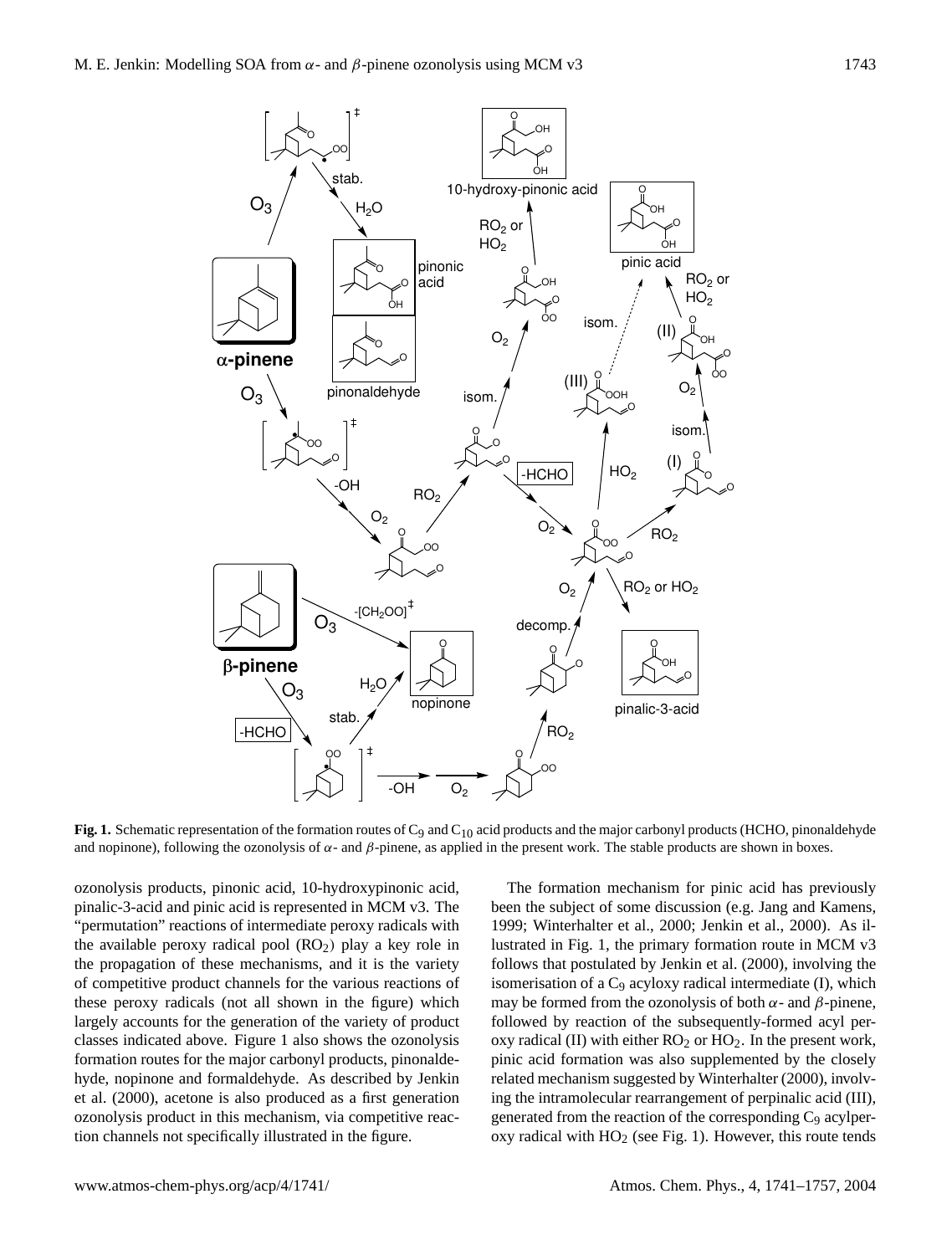**Fig. 1.** Schematic representation of the formation routes of $C_9$ and $C_{10}$ acid products and the major carbonyl products (HCHO, pinonaldehyde and nopinone), following the ozonolysis of $\alpha$- and $\beta$-pinene, as applied in the present work. The stable products are shown in boxes.

ozonolysis products, pinonic acid, 10-hydroxypinonic acid, pinalic-3-acid and pinic acid is represented in MCM v3. The "permutation" reactions of intermediate peroxy radicals with the available peroxy radical pool ($RO_2$) play a key role in the propagation of these mechanisms, and it is the variety of competitive product channels for the various reactions of these peroxy radicals (not all shown in the figure) which largely accounts for the generation of the variety of product classes indicated above. Figure 1 also shows the ozonolysis formation routes for the major carbonyl products, pinonaldehyde, nopinone and formaldehyde. As described by Jenkin et al. (2000), acetone is also produced as a first generation ozonolysis product in this mechanism, via competitive reaction channels not specifically illustrated in the figure.

The formation mechanism for pinic acid has previously been the subject of some discussion (e.g. Jang and Kamens, 1999; Winterhalter et al., 2000; Jenkin et al., 2000). As illustrated in Fig. 1, the primary formation route in MCM v3 follows that postulated by Jenkin et al. (2000), involving the isomerisation of a $C_9$ acyloxy radical intermediate (I), which may be formed from the ozonolysis of both $\alpha$- and $\beta$-pinene, followed by reaction of the subsequently-formed acyl peroxy radical (II) with either $RO_2$ or $HO_2$. In the present work, pinic acid formation was also supplemented by the closely related mechanism suggested by Winterhalter (2000), involving the intramolecular rearrangement of perpinalic acid (III), generated from the reaction of the corresponding $C_9$ acylperoxy radical with $HO_2$ (see Fig. 1). However, this route tends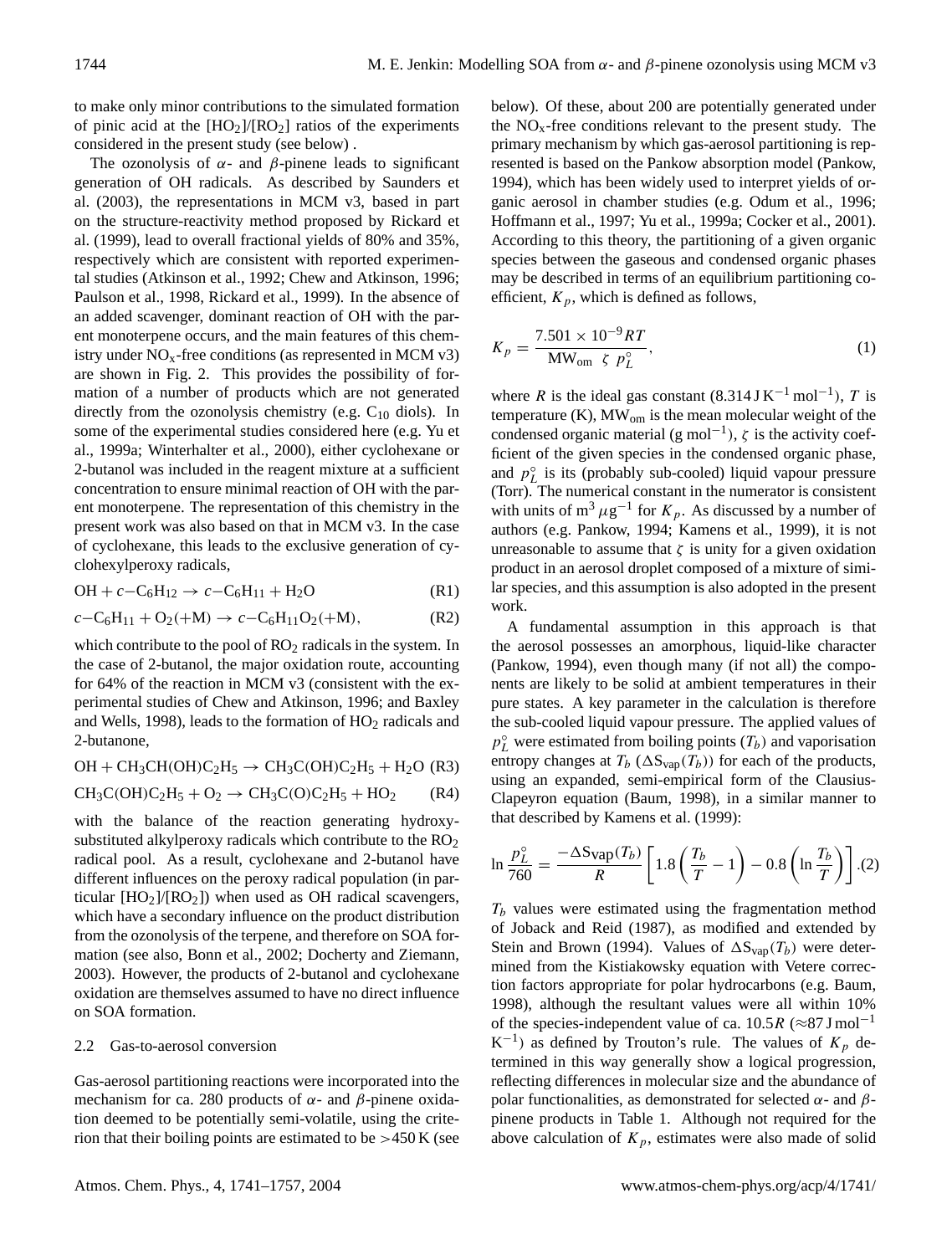to make only minor contributions to the simulated formation of pinic acid at the $[HO_2]/[RO_2]$ ratios of the experiments considered in the present study (see below) .

The ozonolysis of $\alpha$- and $\beta$-pinene leads to significant generation of OH radicals. As described by Saunders et al. (2003), the representations in MCM v3, based in part on the structure-reactivity method proposed by Rickard et al. (1999), lead to overall fractional yields of 80% and 35%, respectively which are consistent with reported experimental studies (Atkinson et al., 1992; Chew and Atkinson, 1996; Paulson et al., 1998, Rickard et al., 1999). In the absence of an added scavenger, dominant reaction of OH with the parent monoterpene occurs, and the main features of this chemistry under $NO_x$-free conditions (as represented in MCM v3) are shown in Fig. 2. This provides the possibility of formation of a number of products which are not generated directly from the ozonolysis chemistry (e.g. $C_{10}$ diols). In some of the experimental studies considered here (e.g. Yu et al., 1999a; Winterhalter et al., 2000), either cyclohexane or 2-butanol was included in the reagent mixture at a sufficient concentration to ensure minimal reaction of OH with the parent monoterpene. The representation of this chemistry in the present work was also based on that in MCM v3. In the case of cyclohexane, this leads to the exclusive generation of cyclohexylperoxy radicals,

$$OH + c\text{-}C_6H_{12} \rightarrow c\text{-}C_6H_{11} + H_2O \quad \text{(R1)}$$

$$c\text{-}C_6H_{11} + O_2(+M) \rightarrow c\text{-}C_6H_{11}O_2(+M), \quad \text{(R2)}$$

which contribute to the pool of $RO_2$ radicals in the system. In the case of 2-butanol, the major oxidation route, accounting for 64% of the reaction in MCM v3 (consistent with the experimental studies of Chew and Atkinson, 1996; and Baxley and Wells, 1998), leads to the formation of $HO_2$ radicals and 2-butanone,

$$OH + CH_3CH(OH)C_2H_5 \rightarrow CH_3C(OH)C_2H_5 + H_2O \quad \text{(R3)}$$

$$CH_3C(OH)C_2H_5 + O_2 \rightarrow CH_3C(O)C_2H_5 + HO_2 \quad \text{(R4)}$$

with the balance of the reaction generating hydroxy-substituted alkylperoxy radicals which contribute to the $RO_2$ radical pool. As a result, cyclohexane and 2-butanol have different influences on the peroxy radical population (in particular $[HO_2]/[RO_2]$) when used as OH radical scavengers, which have a secondary influence on the product distribution from the ozonolysis of the terpene, and therefore on SOA formation (see also, Bonn et al., 2002; Docherty and Ziemann, 2003). However, the products of 2-butanol and cyclohexane oxidation are themselves assumed to have no direct influence on SOA formation.

### 2.2 Gas-to-aerosol conversion

Gas-aerosol partitioning reactions were incorporated into the mechanism for ca. 280 products of $\alpha$- and $\beta$-pinene oxidation deemed to be potentially semi-volatile, using the criterion that their boiling points are estimated to be >450 K (see below). Of these, about 200 are potentially generated under the $NO_x$-free conditions relevant to the present study. The primary mechanism by which gas-aerosol partitioning is represented is based on the Pankow absorption model (Pankow, 1994), which has been widely used to interpret yields of organic aerosol in chamber studies (e.g. Odum et al., 1996; Hoffmann et al., 1997; Yu et al., 1999a; Cocker et al., 2001). According to this theory, the partitioning of a given organic species between the gaseous and condensed organic phases may be described in terms of an equilibrium partitioning coefficient, $K_p$, which is defined as follows,

$$K_p = \frac{7.501 \times 10^{-9} RT}{\text{MW}_{\text{om}} \; \zeta \; p_L^{\circ}}, \quad (1)$$

where $R$ is the ideal gas constant ($8.314\,\text{J K}^{-1}\,\text{mol}^{-1}$), $T$ is temperature (K), $\text{MW}_{\text{om}}$ is the mean molecular weight of the condensed organic material ($\text{g mol}^{-1}$), $\zeta$ is the activity coefficient of the given species in the condensed organic phase, and $p_L^{\circ}$ is its (probably sub-cooled) liquid vapour pressure (Torr). The numerical constant in the numerator is consistent with units of $\text{m}^3\,\mu\text{g}^{-1}$ for $K_p$. As discussed by a number of authors (e.g. Pankow, 1994; Kamens et al., 1999), it is not unreasonable to assume that $\zeta$ is unity for a given oxidation product in an aerosol droplet composed of a mixture of similar species, and this assumption is also adopted in the present work.

A fundamental assumption in this approach is that the aerosol possesses an amorphous, liquid-like character (Pankow, 1994), even though many (if not all) the components are likely to be solid at ambient temperatures in their pure states. A key parameter in the calculation is therefore the sub-cooled liquid vapour pressure. The applied values of $p_L^{\circ}$ were estimated from boiling points ($T_b$) and vaporisation entropy changes at $T_b$ ($\Delta S_{\text{vap}}(T_b)$) for each of the products, using an expanded, semi-empirical form of the Clausius-Clapeyron equation (Baum, 1998), in a similar manner to that described by Kamens et al. (1999):

$$\ln \frac{p_L^{\circ}}{760} = \frac{-\Delta S\text{vap}(T_b)}{R} \left[ 1.8 \left( \frac{T_b}{T} - 1 \right) - 0.8 \left( \ln \frac{T_b}{T} \right) \right]. \quad (2)$$

$T_b$ values were estimated using the fragmentation method of Joback and Reid (1987), as modified and extended by Stein and Brown (1994). Values of $\Delta S_{\text{vap}}(T_b)$ were determined from the Kistiakowsky equation with Vetere correction factors appropriate for polar hydrocarbons (e.g. Baum, 1998), although the resultant values were all within 10% of the species-independent value of ca. $10.5R$ ($\approx 87\,\text{J mol}^{-1}\,\text{K}^{-1}$) as defined by Trouton's rule. The values of $K_p$ determined in this way generally show a logical progression, reflecting differences in molecular size and the abundance of polar functionalities, as demonstrated for selected $\alpha$- and $\beta$-pinene products in Table 1. Although not required for the above calculation of $K_p$, estimates were also made of solid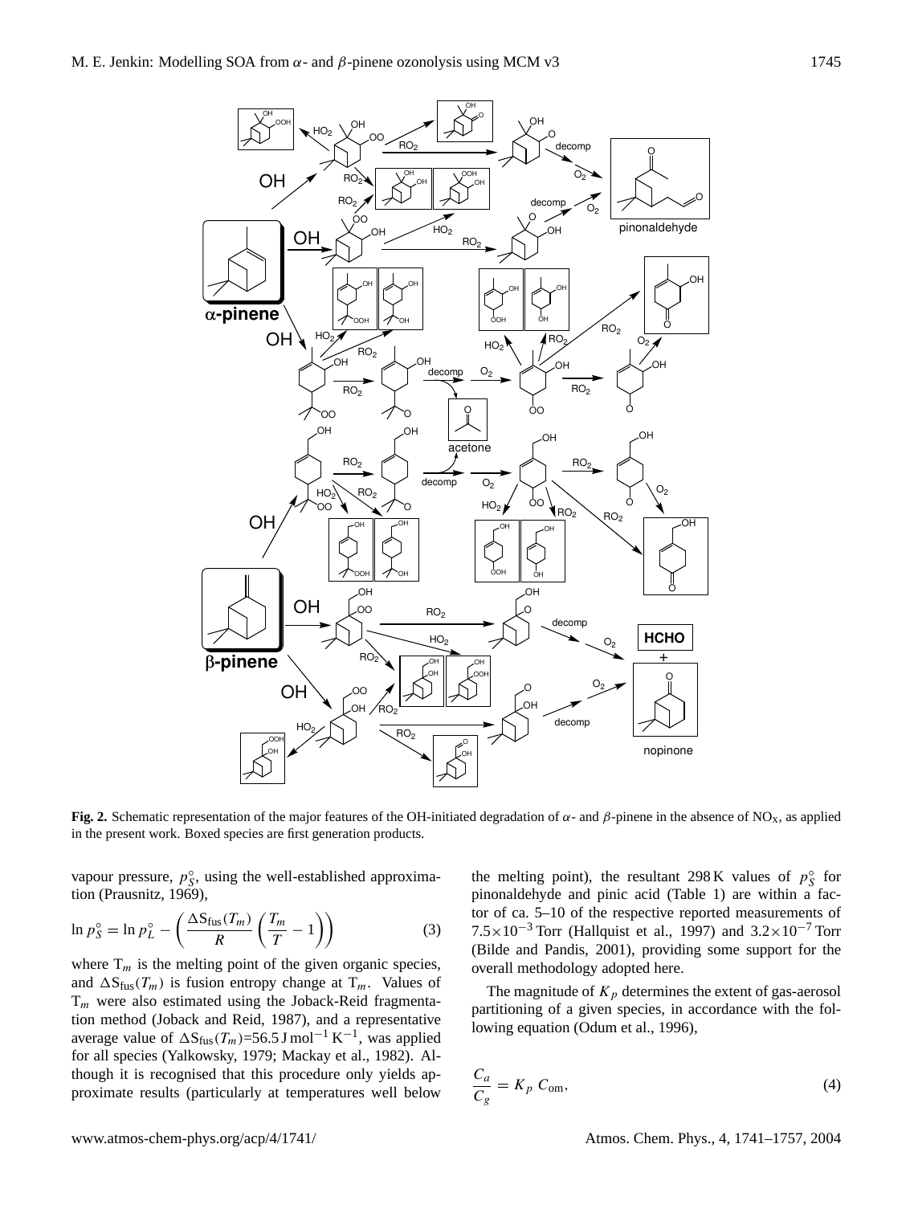**Fig. 2.** Schematic representation of the major features of the OH-initiated degradation of $\alpha$- and $\beta$-pinene in the absence of $NO_X$, as applied in the present work. Boxed species are first generation products.

vapour pressure, $p^{\circ}_{S}$, using the well-established approximation (Prausnitz, 1969),

$$\ln p^{\circ}_{S} = \ln p^{\circ}_{L} - \left( \frac{\Delta S_{\text{fus}}(T_m)}{R} \left( \frac{T_m}{T} - 1 \right) \right) \tag{3}$$

where $T_m$ is the melting point of the given organic species, and $\Delta S_{\text{fus}}(T_m)$ is fusion entropy change at $T_m$. Values of $T_m$ were also estimated using the Joback-Reid fragmentation method (Joback and Reid, 1987), and a representative average value of $\Delta S_{\text{fus}}(T_m)$=56.5 J mol$^{-1}$ K$^{-1}$, was applied for all species (Yalkowsky, 1979; Mackay et al., 1982). Although it is recognised that this procedure only yields approximate results (particularly at temperatures well below the melting point), the resultant 298 K values of $p^{\circ}_{S}$ for pinonaldehyde and pinic acid (Table 1) are within a factor of ca. 5–10 of the respective reported measurements of $7.5\times10^{-3}$ Torr (Hallquist et al., 1997) and $3.2\times10^{-7}$ Torr (Bilde and Pandis, 2001), providing some support for the overall methodology adopted here.

The magnitude of $K_p$ determines the extent of gas-aerosol partitioning of a given species, in accordance with the following equation (Odum et al., 1996),

$$\frac{C_a}{C_g} = K_p \, C_{\text{om}}, \tag{4}$$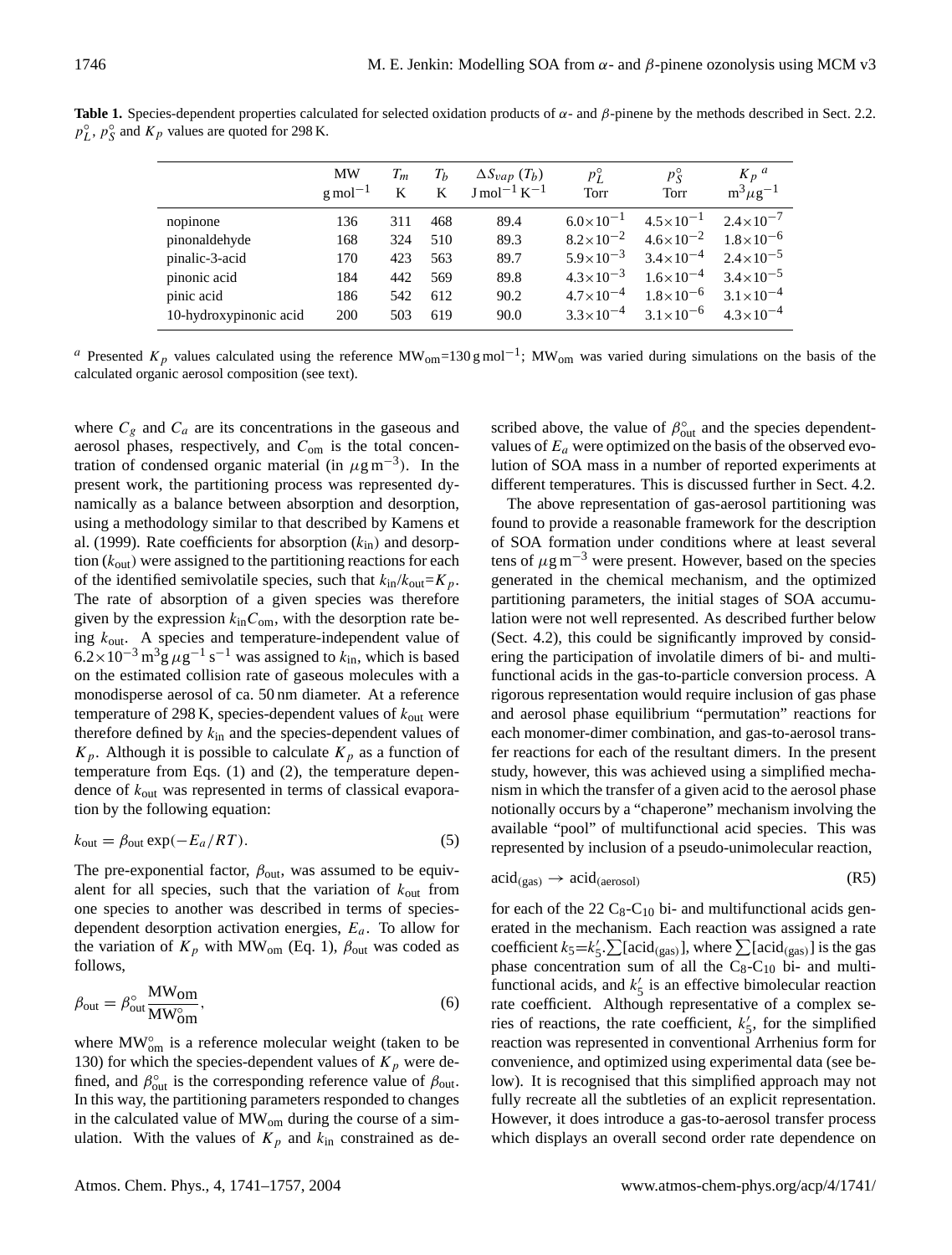**Table 1.** Species-dependent properties calculated for selected oxidation products of $\alpha$- and $\beta$-pinene by the methods described in Sect. 2.2. $p_L^\circ$, $p_S^\circ$ and $K_p$ values are quoted for 298 K.

| | MW $\text{g mol}^{-1}$ | $T_m$ K | $T_b$ K | $\Delta S_{vap}$ ($T_b$) $\text{J mol}^{-1}\,\text{K}^{-1}$ | $p_L^\circ$ Torr | $p_S^\circ$ Torr | $K_p$ [a] $\text{m}^3\mu\text{g}^{-1}$ |
|---|---|---|---|---|---|---|---|
| nopinone | 136 | 311 | 468 | 89.4 | $6.0\times10^{-1}$ | $4.5\times10^{-1}$ | $2.4\times10^{-7}$ |
| pinonaldehyde | 168 | 324 | 510 | 89.3 | $8.2\times10^{-2}$ | $4.6\times10^{-2}$ | $1.8\times10^{-6}$ |
| pinalic-3-acid | 170 | 423 | 563 | 89.7 | $5.9\times10^{-3}$ | $3.4\times10^{-4}$ | $2.4\times10^{-5}$ |
| pinonic acid | 184 | 442 | 569 | 89.8 | $4.3\times10^{-3}$ | $1.6\times10^{-4}$ | $3.4\times10^{-5}$ |
| pinic acid | 186 | 542 | 612 | 90.2 | $4.7\times10^{-4}$ | $1.8\times10^{-6}$ | $3.1\times10^{-4}$ |
| 10-hydroxypinonic acid | 200 | 503 | 619 | 90.0 | $3.3\times10^{-4}$ | $3.1\times10^{-6}$ | $4.3\times10^{-4}$ |

[a] Presented $K_p$ values calculated using the reference $\text{MW}_{\text{om}}$=130 g mol$^{-1}$; $\text{MW}_{\text{om}}$ was varied during simulations on the basis of the calculated organic aerosol composition (see text).

where $C_g$ and $C_a$ are its concentrations in the gaseous and aerosol phases, respectively, and $C_{\text{om}}$ is the total concentration of condensed organic material (in $\mu\text{g m}^{-3}$). In the present work, the partitioning process was represented dynamically as a balance between absorption and desorption, using a methodology similar to that described by Kamens et al. (1999). Rate coefficients for absorption ($k_{\text{in}}$) and desorption ($k_{\text{out}}$) were assigned to the partitioning reactions for each of the identified semivolatile species, such that $k_{\text{in}}/k_{\text{out}}$=$K_p$. The rate of absorption of a given species was therefore given by the expression $k_{\text{in}}C_{\text{om}}$, with the desorption rate being $k_{\text{out}}$. A species and temperature-independent value of $6.2\times10^{-3}\,\text{m}^3\text{g}\,\mu\text{g}^{-1}\,\text{s}^{-1}$ was assigned to $k_{\text{in}}$, which is based on the estimated collision rate of gaseous molecules with a monodisperse aerosol of ca. 50 nm diameter. At a reference temperature of 298 K, species-dependent values of $k_{\text{out}}$ were therefore defined by $k_{\text{in}}$ and the species-dependent values of $K_p$. Although it is possible to calculate $K_p$ as a function of temperature from Eqs. (1) and (2), the temperature dependence of $k_{\text{out}}$ was represented in terms of classical evaporation by the following equation:

$$k_{\text{out}} = \beta_{\text{out}} \exp(-E_a/RT). \tag{5}$$

The pre-exponential factor, $\beta_{\text{out}}$, was assumed to be equivalent for all species, such that the variation of $k_{\text{out}}$ from one species to another was described in terms of species-dependent desorption activation energies, $E_a$. To allow for the variation of $K_p$ with $\text{MW}_{\text{om}}$ (Eq. 1), $\beta_{\text{out}}$ was coded as follows,

$$\beta_{\text{out}} = \beta_{\text{out}}^\circ \frac{\text{MW}_{\text{om}}}{\text{MW}_{\text{om}}^\circ}, \tag{6}$$

where $\text{MW}_{\text{om}}^\circ$ is a reference molecular weight (taken to be 130) for which the species-dependent values of $K_p$ were defined, and $\beta_{\text{out}}^\circ$ is the corresponding reference value of $\beta_{\text{out}}$. In this way, the partitioning parameters responded to changes in the calculated value of $\text{MW}_{\text{om}}$ during the course of a simulation. With the values of $K_p$ and $k_{\text{in}}$ constrained as described above, the value of $\beta_{\text{out}}^\circ$ and the species dependent-values of $E_a$ were optimized on the basis of the observed evolution of SOA mass in a number of reported experiments at different temperatures. This is discussed further in Sect. 4.2.

The above representation of gas-aerosol partitioning was found to provide a reasonable framework for the description of SOA formation under conditions where at least several tens of $\mu\text{g m}^{-3}$ were present. However, based on the species generated in the chemical mechanism, and the optimized partitioning parameters, the initial stages of SOA accumulation were not well represented. As described further below (Sect. 4.2), this could be significantly improved by considering the participation of involatile dimers of bi- and multifunctional acids in the gas-to-particle conversion process. A rigorous representation would require inclusion of gas phase and aerosol phase equilibrium "permutation" reactions for each monomer-dimer combination, and gas-to-aerosol transfer reactions for each of the resultant dimers. In the present study, however, this was achieved using a simplified mechanism in which the transfer of a given acid to the aerosol phase notionally occurs by a "chaperone" mechanism involving the available "pool" of multifunctional acid species. This was represented by inclusion of a pseudo-unimolecular reaction,

$$\text{acid}_{(\text{gas})} \rightarrow \text{acid}_{(\text{aerosol})} \tag{R5}$$

for each of the 22 $C_8$-$C_{10}$ bi- and multifunctional acids generated in the mechanism. Each reaction was assigned a rate coefficient $k_5$=$k_5'.\sum[\text{acid}_{(\text{gas})}]$, where $\sum[\text{acid}_{(\text{gas})}]$ is the gas phase concentration sum of all the $C_8$-$C_{10}$ bi- and multifunctional acids, and $k_5'$ is an effective bimolecular reaction rate coefficient. Although representative of a complex series of reactions, the rate coefficient, $k_5'$, for the simplified reaction was represented in conventional Arrhenius form for convenience, and optimized using experimental data (see below). It is recognised that this simplified approach may not fully recreate all the subtleties of an explicit representation. However, it does introduce a gas-to-aerosol transfer process which displays an overall second order rate dependence on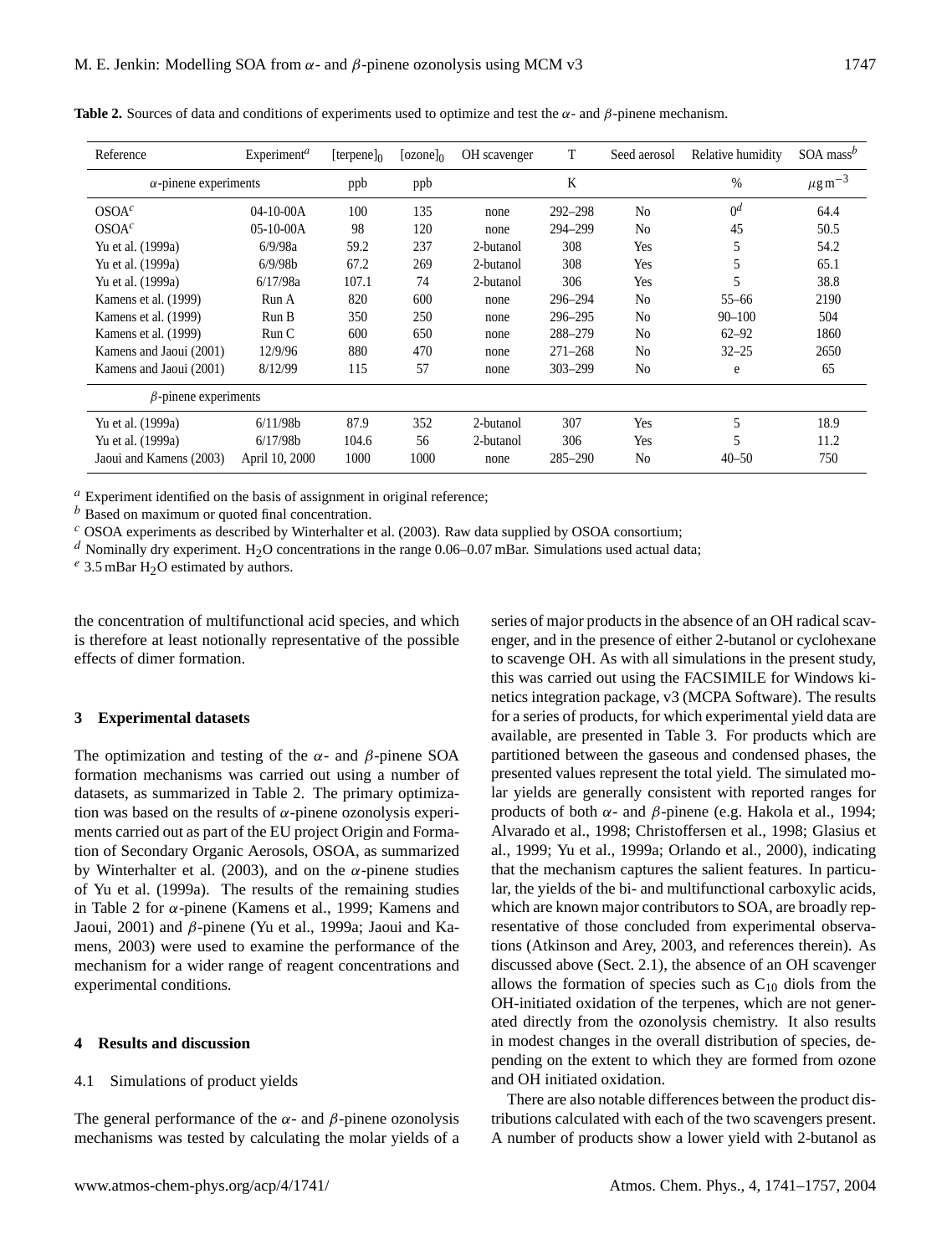**Table 2.** Sources of data and conditions of experiments used to optimize and test the $\alpha$- and $\beta$-pinene mechanism.

| Reference | Experiment[a] | $[\text{terpene}]_0$ | $[\text{ozone}]_0$ | OH scavenger | T | Seed aerosol | Relative humidity | SOA mass[b] |
|---|---|---|---|---|---|---|---|---|
| $\alpha$-pinene experiments | | ppb | ppb | | K | | % | $\mu g\,m^{-3}$ |
| OSOA[c] | 04-10-00A | 100 | 135 | none | 292–298 | No | 0[d] | 64.4 |
| OSOA[c] | 05-10-00A | 98 | 120 | none | 294–299 | No | 45 | 50.5 |
| Yu et al. (1999a) | 6/9/98a | 59.2 | 237 | 2-butanol | 308 | Yes | 5 | 54.2 |
| Yu et al. (1999a) | 6/9/98b | 67.2 | 269 | 2-butanol | 308 | Yes | 5 | 65.1 |
| Yu et al. (1999a) | 6/17/98a | 107.1 | 74 | 2-butanol | 306 | Yes | 5 | 38.8 |
| Kamens et al. (1999) | Run A | 820 | 600 | none | 296–294 | No | 55–66 | 2190 |
| Kamens et al. (1999) | Run B | 350 | 250 | none | 296–295 | No | 90–100 | 504 |
| Kamens et al. (1999) | Run C | 600 | 650 | none | 288–279 | No | 62–92 | 1860 |
| Kamens and Jaoui (2001) | 12/9/96 | 880 | 470 | none | 271–268 | No | 32–25 | 2650 |
| Kamens and Jaoui (2001) | 8/12/99 | 115 | 57 | none | 303–299 | No | e | 65 |
| $\beta$-pinene experiments | | | | | | | | |
| Yu et al. (1999a) | 6/11/98b | 87.9 | 352 | 2-butanol | 307 | Yes | 5 | 18.9 |
| Yu et al. (1999a) | 6/17/98b | 104.6 | 56 | 2-butanol | 306 | Yes | 5 | 11.2 |
| Jaoui and Kamens (2003) | April 10, 2000 | 1000 | 1000 | none | 285–290 | No | 40–50 | 750 |

[a] Experiment identified on the basis of assignment in original reference;
[b] Based on maximum or quoted final concentration.
[c] OSOA experiments as described by Winterhalter et al. (2003). Raw data supplied by OSOA consortium;
[d] Nominally dry experiment. $H_2O$ concentrations in the range 0.06–0.07 mBar. Simulations used actual data;
[e] 3.5 mBar $H_2O$ estimated by authors.

the concentration of multifunctional acid species, and which is therefore at least notionally representative of the possible effects of dimer formation.

## 3 Experimental datasets

The optimization and testing of the $\alpha$- and $\beta$-pinene SOA formation mechanisms was carried out using a number of datasets, as summarized in Table 2. The primary optimization was based on the results of $\alpha$-pinene ozonolysis experiments carried out as part of the EU project Origin and Formation of Secondary Organic Aerosols, OSOA, as summarized by Winterhalter et al. (2003), and on the $\alpha$-pinene studies of Yu et al. (1999a). The results of the remaining studies in Table 2 for $\alpha$-pinene (Kamens et al., 1999; Kamens and Jaoui, 2001) and $\beta$-pinene (Yu et al., 1999a; Jaoui and Kamens, 2003) were used to examine the performance of the mechanism for a wider range of reagent concentrations and experimental conditions.

## 4 Results and discussion

### 4.1 Simulations of product yields

The general performance of the $\alpha$- and $\beta$-pinene ozonolysis mechanisms was tested by calculating the molar yields of a series of major products in the absence of an OH radical scavenger, and in the presence of either 2-butanol or cyclohexane to scavenge OH. As with all simulations in the present study, this was carried out using the FACSIMILE for Windows kinetics integration package, v3 (MCPA Software). The results for a series of products, for which experimental yield data are available, are presented in Table 3. For products which are partitioned between the gaseous and condensed phases, the presented values represent the total yield. The simulated molar yields are generally consistent with reported ranges for products of both $\alpha$- and $\beta$-pinene (e.g. Hakola et al., 1994; Alvarado et al., 1998; Christoffersen et al., 1998; Glasius et al., 1999; Yu et al., 1999a; Orlando et al., 2000), indicating that the mechanism captures the salient features. In particular, the yields of the bi- and multifunctional carboxylic acids, which are known major contributors to SOA, are broadly representative of those concluded from experimental observations (Atkinson and Arey, 2003, and references therein). As discussed above (Sect. 2.1), the absence of an OH scavenger allows the formation of species such as $C_{10}$ diols from the OH-initiated oxidation of the terpenes, which are not generated directly from the ozonolysis chemistry. It also results in modest changes in the overall distribution of species, depending on the extent to which they are formed from ozone and OH initiated oxidation.

There are also notable differences between the product distributions calculated with each of the two scavengers present. A number of products show a lower yield with 2-butanol as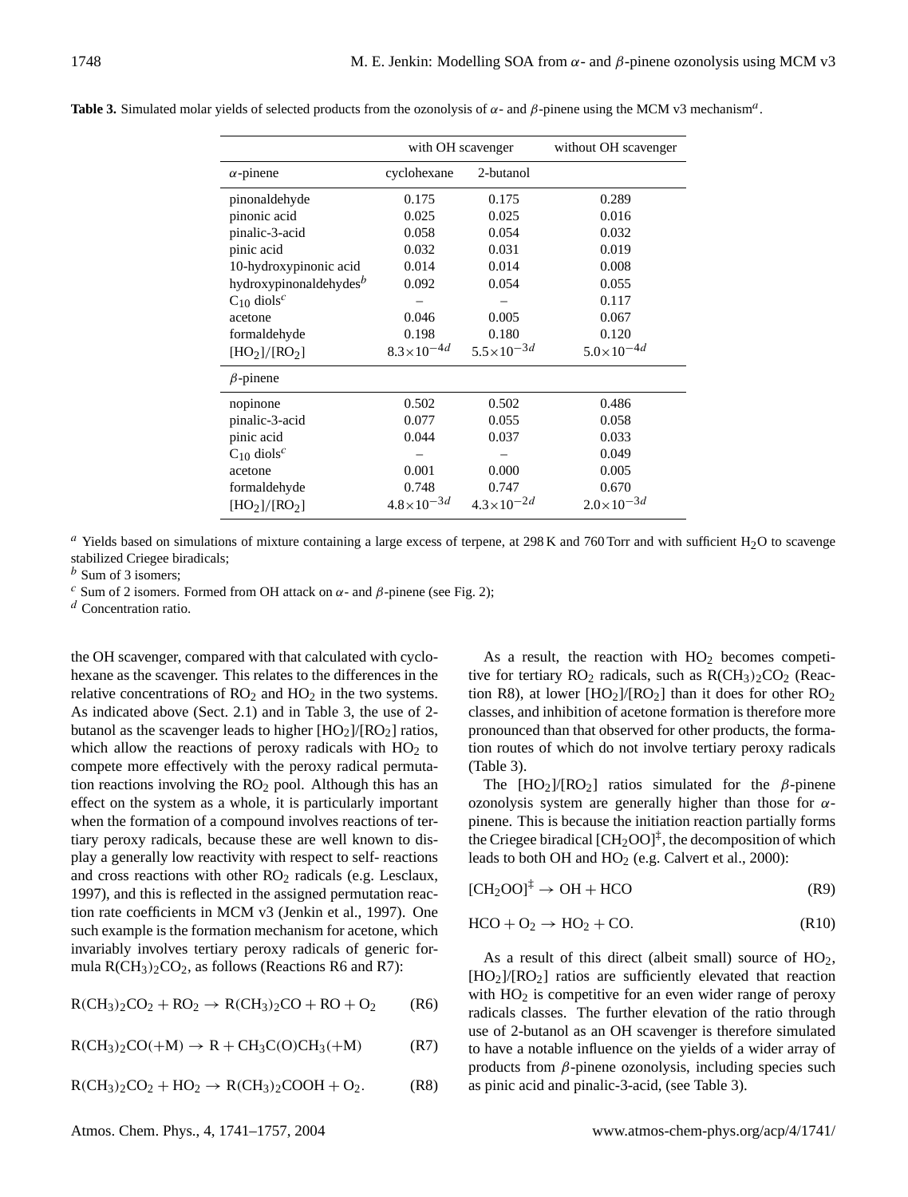**Table 3.** Simulated molar yields of selected products from the ozonolysis of $\alpha$- and $\beta$-pinene using the MCM v3 mechanism[a].

| | with OH scavenger | | without OH scavenger |
|---|---|---|---|
| $\alpha$-pinene | cyclohexane | 2-butanol | |
| pinonaldehyde | 0.175 | 0.175 | 0.289 |
| pinonic acid | 0.025 | 0.025 | 0.016 |
| pinalic-3-acid | 0.058 | 0.054 | 0.032 |
| pinic acid | 0.032 | 0.031 | 0.019 |
| 10-hydroxypinonic acid | 0.014 | 0.014 | 0.008 |
| hydroxypinonaldehydes[b] | 0.092 | 0.054 | 0.055 |
| $C_{10}$ diols[c] | – | – | 0.117 |
| acetone | 0.046 | 0.005 | 0.067 |
| formaldehyde | 0.198 | 0.180 | 0.120 |
| $[HO_2]/[RO_2]$ | $8.3\times10^{-4}$[d] | $5.5\times10^{-3}$[d] | $5.0\times10^{-4}$[d] |
| $\beta$-pinene | | | |
| nopinone | 0.502 | 0.502 | 0.486 |
| pinalic-3-acid | 0.077 | 0.055 | 0.058 |
| pinic acid | 0.044 | 0.037 | 0.033 |
| $C_{10}$ diols[c] | – | – | 0.049 |
| acetone | 0.001 | 0.000 | 0.005 |
| formaldehyde | 0.748 | 0.747 | 0.670 |
| $[HO_2]/[RO_2]$ | $4.8\times10^{-3}$[d] | $4.3\times10^{-2}$[d] | $2.0\times10^{-3}$[d] |

[a] Yields based on simulations of mixture containing a large excess of terpene, at 298 K and 760 Torr and with sufficient $H_2O$ to scavenge stabilized Criegee biradicals;
[b] Sum of 3 isomers;
[c] Sum of 2 isomers. Formed from OH attack on $\alpha$- and $\beta$-pinene (see Fig. 2);
[d] Concentration ratio.

the OH scavenger, compared with that calculated with cyclohexane as the scavenger. This relates to the differences in the relative concentrations of $RO_2$ and $HO_2$ in the two systems. As indicated above (Sect. 2.1) and in Table 3, the use of 2-butanol as the scavenger leads to higher $[HO_2]/[RO_2]$ ratios, which allow the reactions of peroxy radicals with $HO_2$ to compete more effectively with the peroxy radical permutation reactions involving the $RO_2$ pool. Although this has an effect on the system as a whole, it is particularly important when the formation of a compound involves reactions of tertiary peroxy radicals, because these are well known to display a generally low reactivity with respect to self- reactions and cross reactions with other $RO_2$ radicals (e.g. Lesclaux, 1997), and this is reflected in the assigned permutation reaction rate coefficients in MCM v3 (Jenkin et al., 1997). One such example is the formation mechanism for acetone, which invariably involves tertiary peroxy radicals of generic formula $R(CH_3)_2CO_2$, as follows (Reactions R6 and R7):

$$R(CH_3)_2CO_2 + RO_2 \rightarrow R(CH_3)_2CO + RO + O_2 \qquad \text{(R6)}$$

$$R(CH_3)_2CO(+M) \rightarrow R + CH_3C(O)CH_3(+M) \qquad \text{(R7)}$$

$$R(CH_3)_2CO_2 + HO_2 \rightarrow R(CH_3)_2COOH + O_2. \qquad \text{(R8)}$$

As a result, the reaction with $HO_2$ becomes competitive for tertiary $RO_2$ radicals, such as $R(CH_3)_2CO_2$ (Reaction R8), at lower $[HO_2]/[RO_2]$ than it does for other $RO_2$ classes, and inhibition of acetone formation is therefore more pronounced than that observed for other products, the formation routes of which do not involve tertiary peroxy radicals (Table 3).

The $[HO_2]/[RO_2]$ ratios simulated for the $\beta$-pinene ozonolysis system are generally higher than those for $\alpha$-pinene. This is because the initiation reaction partially forms the Criegee biradical $[CH_2OO]^{\ddagger}$, the decomposition of which leads to both OH and $HO_2$ (e.g. Calvert et al., 2000):

$$[CH_2OO]^{\ddagger} \rightarrow OH + HCO \qquad \text{(R9)}$$

$$HCO + O_2 \rightarrow HO_2 + CO. \qquad \text{(R10)}$$

As a result of this direct (albeit small) source of $HO_2$, $[HO_2]/[RO_2]$ ratios are sufficiently elevated that reaction with $HO_2$ is competitive for an even wider range of peroxy radicals classes. The further elevation of the ratio through use of 2-butanol as an OH scavenger is therefore simulated to have a notable influence on the yields of a wider array of products from $\beta$-pinene ozonolysis, including species such as pinic acid and pinalic-3-acid, (see Table 3).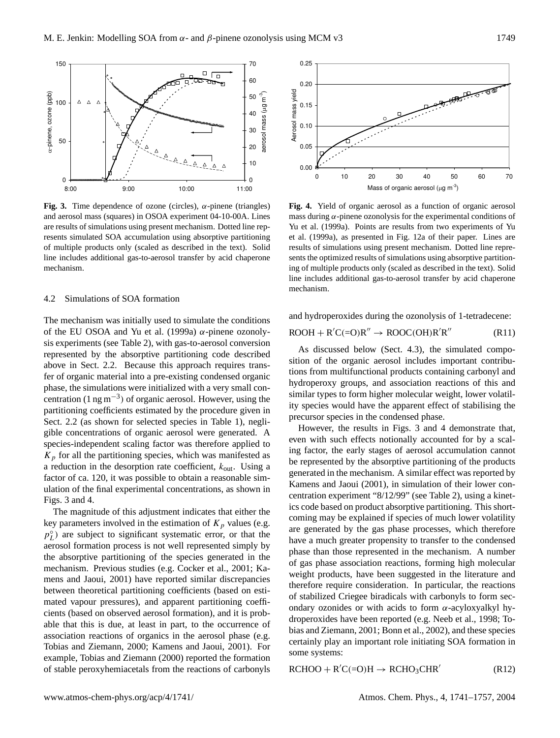**Fig. 3.** Time dependence of ozone (circles), $\alpha$-pinene (triangles) and aerosol mass (squares) in OSOA experiment 04-10-00A. Lines are results of simulations using present mechanism. Dotted line represents simulated SOA accumulation using absorptive partitioning of multiple products only (scaled as described in the text). Solid line includes additional gas-to-aerosol transfer by acid chaperone mechanism.

**Fig. 4.** Yield of organic aerosol as a function of organic aerosol mass during $\alpha$-pinene ozonolysis for the experimental conditions of Yu et al. (1999a). Points are results from two experiments of Yu et al. (1999a), as presented in Fig. 12a of their paper. Lines are results of simulations using present mechanism. Dotted line represents the optimized results of simulations using absorptive partitioning of multiple products only (scaled as described in the text). Solid line includes additional gas-to-aerosol transfer by acid chaperone mechanism.

### 4.2 Simulations of SOA formation

The mechanism was initially used to simulate the conditions of the EU OSOA and Yu et al. (1999a) $\alpha$-pinene ozonolysis experiments (see Table 2), with gas-to-aerosol conversion represented by the absorptive partitioning code described above in Sect. 2.2. Because this approach requires transfer of organic material into a pre-existing condensed organic phase, the simulations were initialized with a very small concentration (1 ng m$^{-3}$) of organic aerosol. However, using the partitioning coefficients estimated by the procedure given in Sect. 2.2 (as shown for selected species in Table 1), negligible concentrations of organic aerosol were generated. A species-independent scaling factor was therefore applied to $K_p$ for all the partitioning species, which was manifested as a reduction in the desorption rate coefficient, $k_{\text{out}}$. Using a factor of ca. 120, it was possible to obtain a reasonable simulation of the final experimental concentrations, as shown in Figs. 3 and 4.

The magnitude of this adjustment indicates that either the key parameters involved in the estimation of $K_p$ values (e.g. $p_L^{\circ}$) are subject to significant systematic error, or that the aerosol formation process is not well represented simply by the absorptive partitioning of the species generated in the mechanism. Previous studies (e.g. Cocker et al., 2001; Kamens and Jaoui, 2001) have reported similar discrepancies between theoretical partitioning coefficients (based on estimated vapour pressures), and apparent partitioning coefficients (based on observed aerosol formation), and it is probable that this is due, at least in part, to the occurrence of association reactions of organics in the aerosol phase (e.g. Tobias and Ziemann, 2000; Kamens and Jaoui, 2001). For example, Tobias and Ziemann (2000) reported the formation of stable peroxyhemiacetals from the reactions of carbonyls and hydroperoxides during the ozonolysis of 1-tetradecene:

$$\text{ROOH} + \text{R}'\text{C(=O)R}'' \rightarrow \text{ROOC(OH)R}'\text{R}'' \quad \text{(R11)}$$

As discussed below (Sect. 4.3), the simulated composition of the organic aerosol includes important contributions from multifunctional products containing carbonyl and hydroperoxy groups, and association reactions of this and similar types to form higher molecular weight, lower volatility species would have the apparent effect of stabilising the precursor species in the condensed phase.

However, the results in Figs. 3 and 4 demonstrate that, even with such effects notionally accounted for by a scaling factor, the early stages of aerosol accumulation cannot be represented by the absorptive partitioning of the products generated in the mechanism. A similar effect was reported by Kamens and Jaoui (2001), in simulation of their lower concentration experiment "8/12/99" (see Table 2), using a kinetics code based on product absorptive partitioning. This shortcoming may be explained if species of much lower volatility are generated by the gas phase processes, which therefore have a much greater propensity to transfer to the condensed phase than those represented in the mechanism. A number of gas phase association reactions, forming high molecular weight products, have been suggested in the literature and therefore require consideration. In particular, the reactions of stabilized Criegee biradicals with carbonyls to form secondary ozonides or with acids to form $\alpha$-acyloxyalkyl hydroperoxides have been reported (e.g. Neeb et al., 1998; Tobias and Ziemann, 2001; Bonn et al., 2002), and these species certainly play an important role initiating SOA formation in some systems:

$$\text{RCHOO} + \text{R}'\text{C(=O)H} \rightarrow \text{RCHO}_3\text{CHR}' \quad \text{(R12)}$$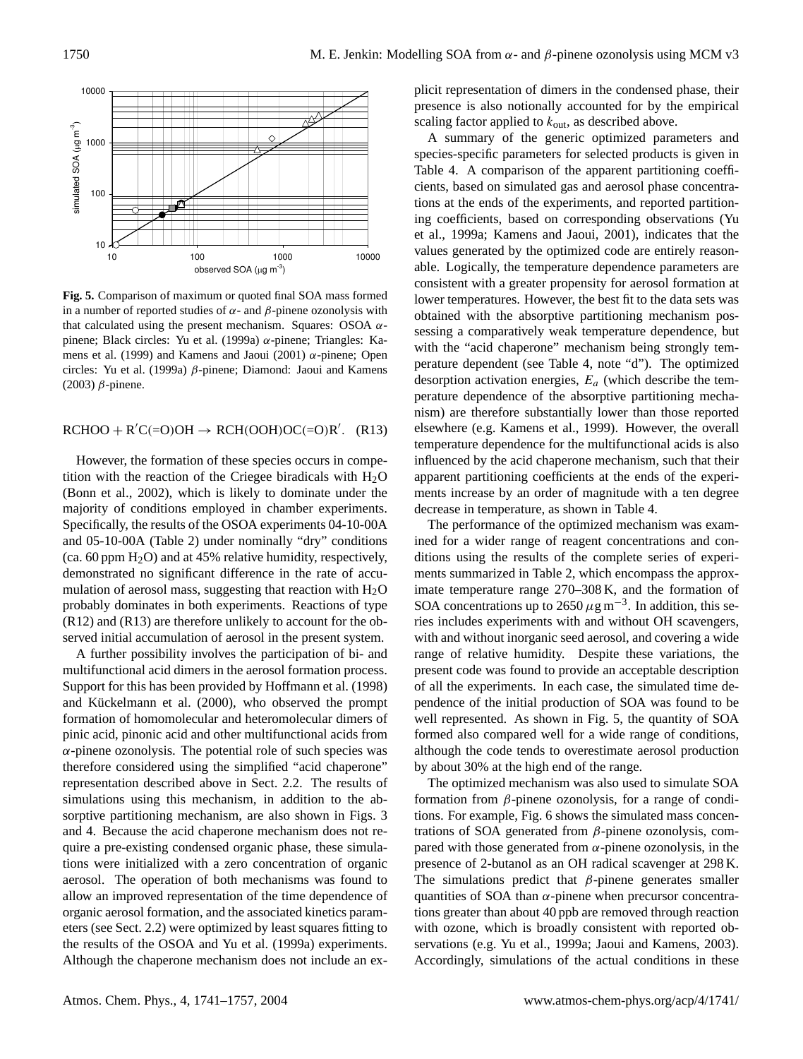**Fig. 5.** Comparison of maximum or quoted final SOA mass formed in a number of reported studies of $\alpha$- and $\beta$-pinene ozonolysis with that calculated using the present mechanism. Squares: OSOA $\alpha$-pinene; Black circles: Yu et al. (1999a) $\alpha$-pinene; Triangles: Kamens et al. (1999) and Kamens and Jaoui (2001) $\alpha$-pinene; Open circles: Yu et al. (1999a) $\beta$-pinene; Diamond: Jaoui and Kamens (2003) $\beta$-pinene.

$$\mathrm{RCHOO + R'C(=O)OH \rightarrow RCH(OOH)OC(=O)R'}. \quad \text{(R13)}$$

However, the formation of these species occurs in competition with the reaction of the Criegee biradicals with $H_2O$ (Bonn et al., 2002), which is likely to dominate under the majority of conditions employed in chamber experiments. Specifically, the results of the OSOA experiments 04-10-00A and 05-10-00A (Table 2) under nominally "dry" conditions (ca. 60 ppm $H_2O$) and at 45% relative humidity, respectively, demonstrated no significant difference in the rate of accumulation of aerosol mass, suggesting that reaction with $H_2O$ probably dominates in both experiments. Reactions of type (R12) and (R13) are therefore unlikely to account for the observed initial accumulation of aerosol in the present system.

A further possibility involves the participation of bi- and multifunctional acid dimers in the aerosol formation process. Support for this has been provided by Hoffmann et al. (1998) and Kückelmann et al. (2000), who observed the prompt formation of homomolecular and heteromolecular dimers of pinic acid, pinonic acid and other multifunctional acids from $\alpha$-pinene ozonolysis. The potential role of such species was therefore considered using the simplified "acid chaperone" representation described above in Sect. 2.2. The results of simulations using this mechanism, in addition to the absorptive partitioning mechanism, are also shown in Figs. 3 and 4. Because the acid chaperone mechanism does not require a pre-existing condensed organic phase, these simulations were initialized with a zero concentration of organic aerosol. The operation of both mechanisms was found to allow an improved representation of the time dependence of organic aerosol formation, and the associated kinetics parameters (see Sect. 2.2) were optimized by least squares fitting to the results of the OSOA and Yu et al. (1999a) experiments. Although the chaperone mechanism does not include an explicit representation of dimers in the condensed phase, their presence is also notionally accounted for by the empirical scaling factor applied to $k_{out}$, as described above.

A summary of the generic optimized parameters and species-specific parameters for selected products is given in Table 4. A comparison of the apparent partitioning coefficients, based on simulated gas and aerosol phase concentrations at the ends of the experiments, and reported partitioning coefficients, based on corresponding observations (Yu et al., 1999a; Kamens and Jaoui, 2001), indicates that the values generated by the optimized code are entirely reasonable. Logically, the temperature dependence parameters are consistent with a greater propensity for aerosol formation at lower temperatures. However, the best fit to the data sets was obtained with the absorptive partitioning mechanism possessing a comparatively weak temperature dependence, but with the "acid chaperone" mechanism being strongly temperature dependent (see Table 4, note "d"). The optimized desorption activation energies, $E_a$ (which describe the temperature dependence of the absorptive partitioning mechanism) are therefore substantially lower than those reported elsewhere (e.g. Kamens et al., 1999). However, the overall temperature dependence for the multifunctional acids is also influenced by the acid chaperone mechanism, such that their apparent partitioning coefficients at the ends of the experiments increase by an order of magnitude with a ten degree decrease in temperature, as shown in Table 4.

The performance of the optimized mechanism was examined for a wider range of reagent concentrations and conditions using the results of the complete series of experiments summarized in Table 2, which encompass the approximate temperature range 270–308 K, and the formation of SOA concentrations up to 2650 $\mu$g m$^{-3}$. In addition, this series includes experiments with and without OH scavengers, with and without inorganic seed aerosol, and covering a wide range of relative humidity. Despite these variations, the present code was found to provide an acceptable description of all the experiments. In each case, the simulated time dependence of the initial production of SOA was found to be well represented. As shown in Fig. 5, the quantity of SOA formed also compared well for a wide range of conditions, although the code tends to overestimate aerosol production by about 30% at the high end of the range.

The optimized mechanism was also used to simulate SOA formation from $\beta$-pinene ozonolysis, for a range of conditions. For example, Fig. 6 shows the simulated mass concentrations of SOA generated from $\beta$-pinene ozonolysis, compared with those generated from $\alpha$-pinene ozonolysis, in the presence of 2-butanol as an OH radical scavenger at 298 K. The simulations predict that $\beta$-pinene generates smaller quantities of SOA than $\alpha$-pinene when precursor concentrations greater than about 40 ppb are removed through reaction with ozone, which is broadly consistent with reported observations (e.g. Yu et al., 1999a; Jaoui and Kamens, 2003). Accordingly, simulations of the actual conditions in these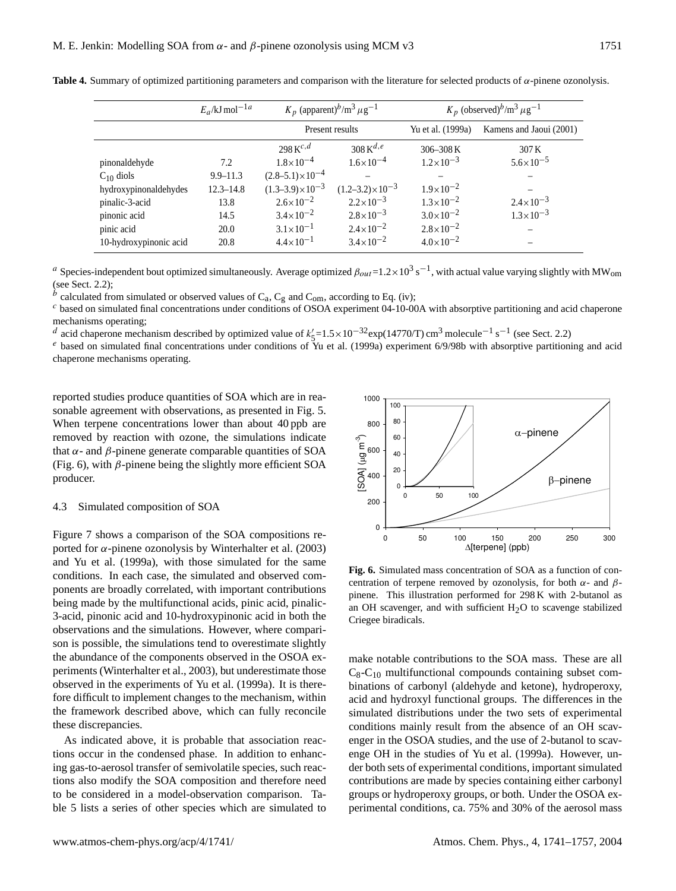**Table 4.** Summary of optimized partitioning parameters and comparison with the literature for selected products of $\alpha$-pinene ozonolysis.

| | $E_a$/kJ mol$^{-1a}$ | $K_p$ (apparent)$^b$/m$^3$ $\mu$g$^{-1}$ | | $K_p$ (observed)$^b$/m$^3$ $\mu$g$^{-1}$ | |
|---|---|---|---|---|---|
| | | Present results | | Yu et al. (1999a) | Kamens and Jaoui (2001) |
| | | 298 K$^{c,d}$ | 308 K$^{d,e}$ | 306–308 K | 307 K |
| pinonaldehyde | 7.2 | $1.8\times10^{-4}$ | $1.6\times10^{-4}$ | $1.2\times10^{-3}$ | $5.6\times10^{-5}$ |
| $C_{10}$ diols | 9.9–11.3 | $(2.8–5.1)\times10^{-4}$ | – | – | – |
| hydroxypinonaldehydes | 12.3–14.8 | $(1.3–3.9)\times10^{-3}$ | $(1.2–3.2)\times10^{-3}$ | $1.9\times10^{-2}$ | – |
| pinalic-3-acid | 13.8 | $2.6\times10^{-2}$ | $2.2\times10^{-3}$ | $1.3\times10^{-2}$ | $2.4\times10^{-3}$ |
| pinonic acid | 14.5 | $3.4\times10^{-2}$ | $2.8\times10^{-3}$ | $3.0\times10^{-2}$ | $1.3\times10^{-3}$ |
| pinic acid | 20.0 | $3.1\times10^{-1}$ | $2.4\times10^{-2}$ | $2.8\times10^{-2}$ | – |
| 10-hydroxypinonic acid | 20.8 | $4.4\times10^{-1}$ | $3.4\times10^{-2}$ | $4.0\times10^{-2}$ | – |

[a] Species-independent bout optimized simultaneously. Average optimized $\beta_{out}=1.2\times10^3$ s$^{-1}$, with actual value varying slightly with $MW_{om}$ (see Sect. 2.2);

[b] calculated from simulated or observed values of $C_a$, $C_g$ and $C_{om}$, according to Eq. (iv);

[c] based on simulated final concentrations under conditions of OSOA experiment 04-10-00A with absorptive partitioning and acid chaperone mechanisms operating;

[d] acid chaperone mechanism described by optimized value of $k_5'=1.5\times10^{-32}\exp(14770/T)$ cm$^3$ molecule$^{-1}$ s$^{-1}$ (see Sect. 2.2)

[e] based on simulated final concentrations under conditions of Yu et al. (1999a) experiment 6/9/98b with absorptive partitioning and acid chaperone mechanisms operating.

reported studies produce quantities of SOA which are in reasonable agreement with observations, as presented in Fig. 5. When terpene concentrations lower than about 40 ppb are removed by reaction with ozone, the simulations indicate that $\alpha$- and $\beta$-pinene generate comparable quantities of SOA (Fig. 6), with $\beta$-pinene being the slightly more efficient SOA producer.

### 4.3 Simulated composition of SOA

Figure 7 shows a comparison of the SOA compositions reported for $\alpha$-pinene ozonolysis by Winterhalter et al. (2003) and Yu et al. (1999a), with those simulated for the same conditions. In each case, the simulated and observed components are broadly correlated, with important contributions being made by the multifunctional acids, pinic acid, pinalic-3-acid, pinonic acid and 10-hydroxypinonic acid in both the observations and the simulations. However, where comparison is possible, the simulations tend to overestimate slightly the abundance of the components observed in the OSOA experiments (Winterhalter et al., 2003), but underestimate those observed in the experiments of Yu et al. (1999a). It is therefore difficult to implement changes to the mechanism, within the framework described above, which can fully reconcile these discrepancies.

As indicated above, it is probable that association reactions occur in the condensed phase. In addition to enhancing gas-to-aerosol transfer of semivolatile species, such reactions also modify the SOA composition and therefore need to be considered in a model-observation comparison. Table 5 lists a series of other species which are simulated to make notable contributions to the SOA mass. These are all $C_8$-$C_{10}$ multifunctional compounds containing subset combinations of carbonyl (aldehyde and ketone), hydroperoxy, acid and hydroxyl functional groups. The differences in the simulated distributions under the two sets of experimental conditions mainly result from the absence of an OH scavenger in the OSOA studies, and the use of 2-butanol to scavenge OH in the studies of Yu et al. (1999a). However, under both sets of experimental conditions, important simulated contributions are made by species containing either carbonyl groups or hydroperoxy groups, or both. Under the OSOA experimental conditions, ca. 75% and 30% of the aerosol mass

**Fig. 6.** Simulated mass concentration of SOA as a function of concentration of terpene removed by ozonolysis, for both $\alpha$- and $\beta$-pinene. This illustration performed for 298 K with 2-butanol as an OH scavenger, and with sufficient $H_2O$ to scavenge stabilized Criegee biradicals.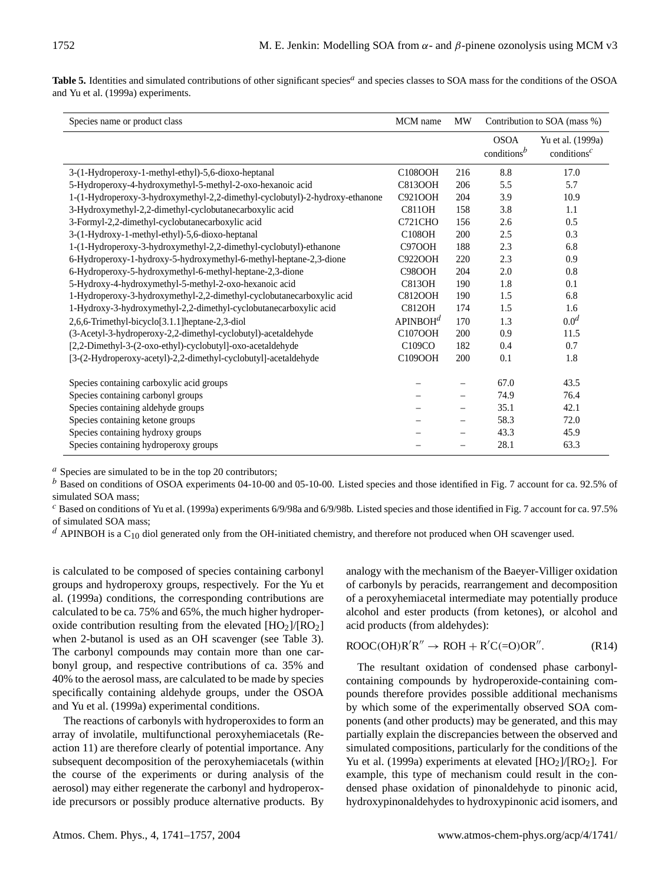**Table 5.** Identities and simulated contributions of other significant species[a] and species classes to SOA mass for the conditions of the OSOA and Yu et al. (1999a) experiments.

| Species name or product class | MCM name | MW | Contribution to SOA (mass %) | |
|---|---|---|---|---|
| | | | OSOA conditions[b] | Yu et al. (1999a) conditions[c] |
| 3-(1-Hydroperoxy-1-methyl-ethyl)-5,6-dioxo-heptanal | C108OOH | 216 | 8.8 | 17.0 |
| 5-Hydroperoxy-4-hydroxymethyl-5-methyl-2-oxo-hexanoic acid | C813OOH | 206 | 5.5 | 5.7 |
| 1-(1-Hydroperoxy-3-hydroxymethyl-2,2-dimethyl-cyclobutyl)-2-hydroxy-ethanone | C921OOH | 204 | 3.9 | 10.9 |
| 3-Hydroxymethyl-2,2-dimethyl-cyclobutanecarboxylic acid | C811OH | 158 | 3.8 | 1.1 |
| 3-Formyl-2,2-dimethyl-cyclobutanecarboxylic acid | C721CHO | 156 | 2.6 | 0.5 |
| 3-(1-Hydroxy-1-methyl-ethyl)-5,6-dioxo-heptanal | C108OH | 200 | 2.5 | 0.3 |
| 1-(1-Hydroperoxy-3-hydroxymethyl-2,2-dimethyl-cyclobutyl)-ethanone | C97OOH | 188 | 2.3 | 6.8 |
| 6-Hydroperoxy-1-hydroxy-5-hydroxymethyl-6-methyl-heptane-2,3-dione | C922OOH | 220 | 2.3 | 0.9 |
| 6-Hydroperoxy-5-hydroxymethyl-6-methyl-heptane-2,3-dione | C98OOH | 204 | 2.0 | 0.8 |
| 5-Hydroxy-4-hydroxymethyl-5-methyl-2-oxo-hexanoic acid | C813OH | 190 | 1.8 | 0.1 |
| 1-Hydroperoxy-3-hydroxymethyl-2,2-dimethyl-cyclobutanecarboxylic acid | C812OOH | 190 | 1.5 | 6.8 |
| 1-Hydroxy-3-hydroxymethyl-2,2-dimethyl-cyclobutanecarboxylic acid | C812OH | 174 | 1.5 | 1.6 |
| 2,6,6-Trimethyl-bicyclo[3.1.1]heptane-2,3-diol | APINBOH[d] | 170 | 1.3 | 0.0[d] |
| (3-Acetyl-3-hydroperoxy-2,2-dimethyl-cyclobutyl)-acetaldehyde | C107OOH | 200 | 0.9 | 11.5 |
| [2,2-Dimethyl-3-(2-oxo-ethyl)-cyclobutyl]-oxo-acetaldehyde | C109CO | 182 | 0.4 | 0.7 |
| [3-(2-Hydroperoxy-acetyl)-2,2-dimethyl-cyclobutyl]-acetaldehyde | C109OOH | 200 | 0.1 | 1.8 |
| Species containing carboxylic acid groups | – | – | 67.0 | 43.5 |
| Species containing carbonyl groups | – | – | 74.9 | 76.4 |
| Species containing aldehyde groups | – | – | 35.1 | 42.1 |
| Species containing ketone groups | – | – | 58.3 | 72.0 |
| Species containing hydroxy groups | – | – | 43.3 | 45.9 |
| Species containing hydroperoxy groups | – | – | 28.1 | 63.3 |

[a] Species are simulated to be in the top 20 contributors;
[b] Based on conditions of OSOA experiments 04-10-00 and 05-10-00. Listed species and those identified in Fig. 7 account for ca. 92.5% of simulated SOA mass;
[c] Based on conditions of Yu et al. (1999a) experiments 6/9/98a and 6/9/98b. Listed species and those identified in Fig. 7 account for ca. 97.5% of simulated SOA mass;
[d] APINBOH is a $C_{10}$ diol generated only from the OH-initiated chemistry, and therefore not produced when OH scavenger used.

is calculated to be composed of species containing carbonyl groups and hydroperoxy groups, respectively. For the Yu et al. (1999a) conditions, the corresponding contributions are calculated to be ca. 75% and 65%, the much higher hydroperoxide contribution resulting from the elevated $[HO_2]/[RO_2]$ when 2-butanol is used as an OH scavenger (see Table 3). The carbonyl compounds may contain more than one carbonyl group, and respective contributions of ca. 35% and 40% to the aerosol mass, are calculated to be made by species specifically containing aldehyde groups, under the OSOA and Yu et al. (1999a) experimental conditions.

The reactions of carbonyls with hydroperoxides to form an array of involatile, multifunctional peroxyhemiacetals (Reaction 11) are therefore clearly of potential importance. Any subsequent decomposition of the peroxyhemiacetals (within the course of the experiments or during analysis of the aerosol) may either regenerate the carbonyl and hydroperoxide precursors or possibly produce alternative products. By analogy with the mechanism of the Baeyer-Villiger oxidation of carbonyls by peracids, rearrangement and decomposition of a peroxyhemiacetal intermediate may potentially produce alcohol and ester products (from ketones), or alcohol and acid products (from aldehydes):

$$\mathrm{ROOC(OH)R'R''} \rightarrow \mathrm{ROH} + \mathrm{R'C({=}O)OR''}. \qquad \text{(R14)}$$

The resultant oxidation of condensed phase carbonyl-containing compounds by hydroperoxide-containing compounds therefore provides possible additional mechanisms by which some of the experimentally observed SOA components (and other products) may be generated, and this may partially explain the discrepancies between the observed and simulated compositions, particularly for the conditions of the Yu et al. (1999a) experiments at elevated $[HO_2]/[RO_2]$. For example, this type of mechanism could result in the condensed phase oxidation of pinonaldehyde to pinonic acid, hydroxypinonaldehydes to hydroxypinonic acid isomers, and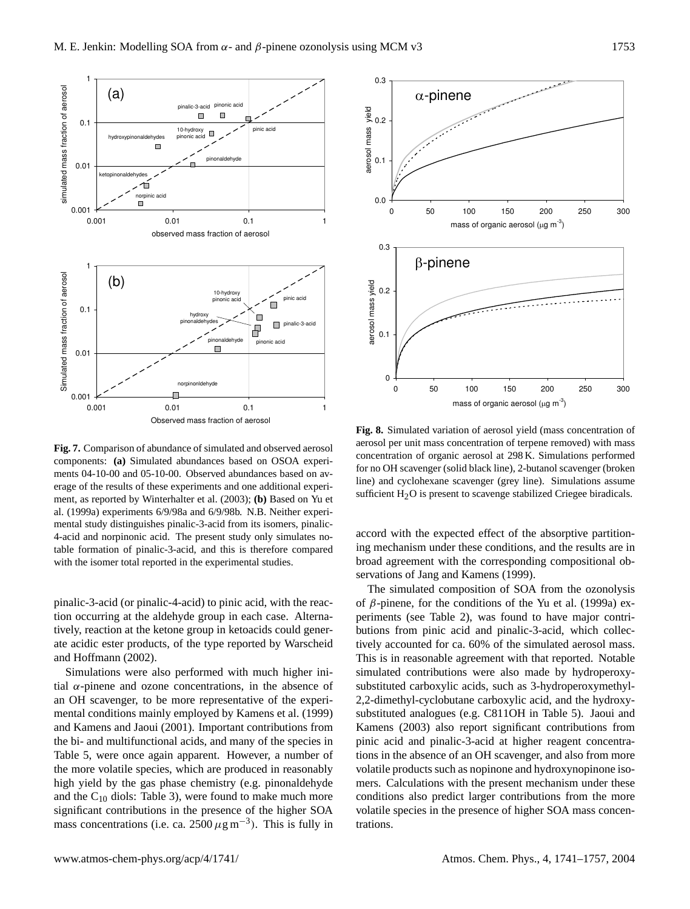**Fig. 7.** Comparison of abundance of simulated and observed aerosol components: **(a)** Simulated abundances based on OSOA experiments 04-10-00 and 05-10-00. Observed abundances based on average of the results of these experiments and one additional experiment, as reported by Winterhalter et al. (2003); **(b)** Based on Yu et al. (1999a) experiments 6/9/98a and 6/9/98b. N.B. Neither experimental study distinguishes pinalic-3-acid from its isomers, pinalic-4-acid and norpinonic acid. The present study only simulates notable formation of pinalic-3-acid, and this is therefore compared with the isomer total reported in the experimental studies.

**Fig. 8.** Simulated variation of aerosol yield (mass concentration of aerosol per unit mass concentration of terpene removed) with mass concentration of organic aerosol at 298 K. Simulations performed for no OH scavenger (solid black line), 2-butanol scavenger (broken line) and cyclohexane scavenger (grey line). Simulations assume sufficient $H_2O$ is present to scavenge stabilized Criegee biradicals.

pinalic-3-acid (or pinalic-4-acid) to pinic acid, with the reaction occurring at the aldehyde group in each case. Alternatively, reaction at the ketone group in ketoacids could generate acidic ester products, of the type reported by Warscheid and Hoffmann (2002).

Simulations were also performed with much higher initial $\alpha$-pinene and ozone concentrations, in the absence of an OH scavenger, to be more representative of the experimental conditions mainly employed by Kamens et al. (1999) and Kamens and Jaoui (2001). Important contributions from the bi- and multifunctional acids, and many of the species in Table 5, were once again apparent. However, a number of the more volatile species, which are produced in reasonably high yield by the gas phase chemistry (e.g. pinonaldehyde and the $C_{10}$ diols: Table 3), were found to make much more significant contributions in the presence of the higher SOA mass concentrations (i.e. ca. 2500 $\mu g\,m^{-3}$). This is fully in accord with the expected effect of the absorptive partitioning mechanism under these conditions, and the results are in broad agreement with the corresponding compositional observations of Jang and Kamens (1999).

The simulated composition of SOA from the ozonolysis of $\beta$-pinene, for the conditions of the Yu et al. (1999a) experiments (see Table 2), was found to have major contributions from pinic acid and pinalic-3-acid, which collectively accounted for ca. 60% of the simulated aerosol mass. This is in reasonable agreement with that reported. Notable simulated contributions were also made by hydroperoxy-substituted carboxylic acids, such as 3-hydroperoxymethyl-2,2-dimethyl-cyclobutane carboxylic acid, and the hydroxy-substituted analogues (e.g. C811OH in Table 5). Jaoui and Kamens (2003) also report significant contributions from pinic acid and pinalic-3-acid at higher reagent concentrations in the absence of an OH scavenger, and also from more volatile products such as nopinone and hydroxynopinone isomers. Calculations with the present mechanism under these conditions also predict larger contributions from the more volatile species in the presence of higher SOA mass concentrations.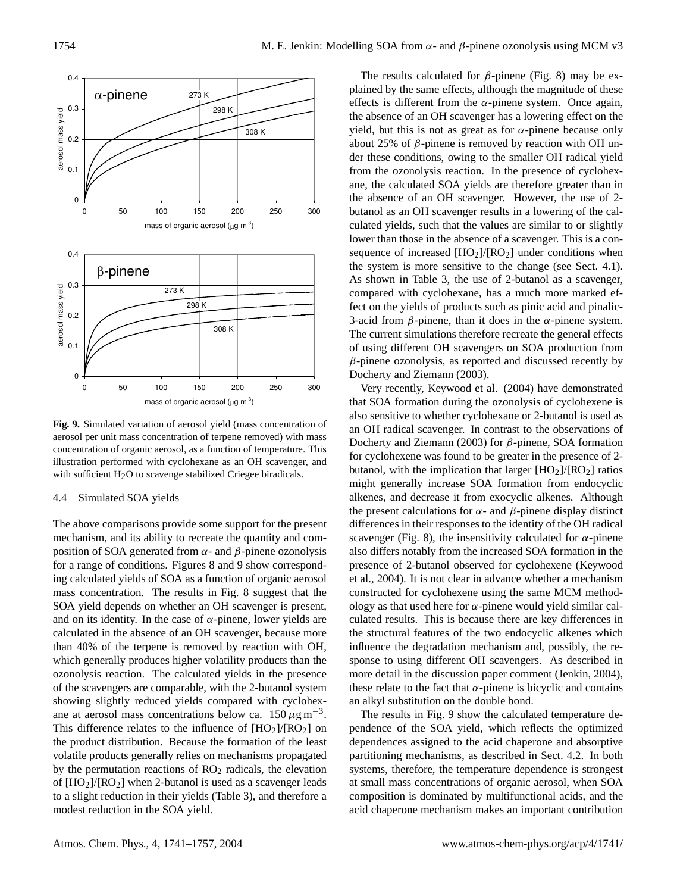**Fig. 9.** Simulated variation of aerosol yield (mass concentration of aerosol per unit mass concentration of terpene removed) with mass concentration of organic aerosol, as a function of temperature. This illustration performed with cyclohexane as an OH scavenger, and with sufficient $H_2O$ to scavenge stabilized Criegee biradicals.

### 4.4 Simulated SOA yields

The above comparisons provide some support for the present mechanism, and its ability to recreate the quantity and composition of SOA generated from $\alpha$- and $\beta$-pinene ozonolysis for a range of conditions. Figures 8 and 9 show corresponding calculated yields of SOA as a function of organic aerosol mass concentration. The results in Fig. 8 suggest that the SOA yield depends on whether an OH scavenger is present, and on its identity. In the case of $\alpha$-pinene, lower yields are calculated in the absence of an OH scavenger, because more than 40% of the terpene is removed by reaction with OH, which generally produces higher volatility products than the ozonolysis reaction. The calculated yields in the presence of the scavengers are comparable, with the 2-butanol system showing slightly reduced yields compared with cyclohexane at aerosol mass concentrations below ca. $150\,\mu g\,m^{-3}$. This difference relates to the influence of $[HO_2]/[RO_2]$ on the product distribution. Because the formation of the least volatile products generally relies on mechanisms propagated by the permutation reactions of $RO_2$ radicals, the elevation of $[HO_2]/[RO_2]$ when 2-butanol is used as a scavenger leads to a slight reduction in their yields (Table 3), and therefore a modest reduction in the SOA yield.

The results calculated for $\beta$-pinene (Fig. 8) may be explained by the same effects, although the magnitude of these effects is different from the $\alpha$-pinene system. Once again, the absence of an OH scavenger has a lowering effect on the yield, but this is not as great as for $\alpha$-pinene because only about 25% of $\beta$-pinene is removed by reaction with OH under these conditions, owing to the smaller OH radical yield from the ozonolysis reaction. In the presence of cyclohexane, the calculated SOA yields are therefore greater than in the absence of an OH scavenger. However, the use of 2-butanol as an OH scavenger results in a lowering of the calculated yields, such that the values are similar to or slightly lower than those in the absence of a scavenger. This is a consequence of increased $[HO_2]/[RO_2]$ under conditions when the system is more sensitive to the change (see Sect. 4.1). As shown in Table 3, the use of 2-butanol as a scavenger, compared with cyclohexane, has a much more marked effect on the yields of products such as pinic acid and pinalic-3-acid from $\beta$-pinene, than it does in the $\alpha$-pinene system. The current simulations therefore recreate the general effects of using different OH scavengers on SOA production from $\beta$-pinene ozonolysis, as reported and discussed recently by Docherty and Ziemann (2003).

Very recently, Keywood et al. (2004) have demonstrated that SOA formation during the ozonolysis of cyclohexene is also sensitive to whether cyclohexane or 2-butanol is used as an OH radical scavenger. In contrast to the observations of Docherty and Ziemann (2003) for $\beta$-pinene, SOA formation for cyclohexene was found to be greater in the presence of 2-butanol, with the implication that larger $[HO_2]/[RO_2]$ ratios might generally increase SOA formation from endocyclic alkenes, and decrease it from exocyclic alkenes. Although the present calculations for $\alpha$- and $\beta$-pinene display distinct differences in their responses to the identity of the OH radical scavenger (Fig. 8), the insensitivity calculated for $\alpha$-pinene also differs notably from the increased SOA formation in the presence of 2-butanol observed for cyclohexene (Keywood et al., 2004). It is not clear in advance whether a mechanism constructed for cyclohexene using the same MCM methodology as that used here for $\alpha$-pinene would yield similar calculated results. This is because there are key differences in the structural features of the two endocyclic alkenes which influence the degradation mechanism and, possibly, the response to using different OH scavengers. As described in more detail in the discussion paper comment (Jenkin, 2004), these relate to the fact that $\alpha$-pinene is bicyclic and contains an alkyl substitution on the double bond.

The results in Fig. 9 show the calculated temperature dependence of the SOA yield, which reflects the optimized dependences assigned to the acid chaperone and absorptive partitioning mechanisms, as described in Sect. 4.2. In both systems, therefore, the temperature dependence is strongest at small mass concentrations of organic aerosol, when SOA composition is dominated by multifunctional acids, and the acid chaperone mechanism makes an important contribution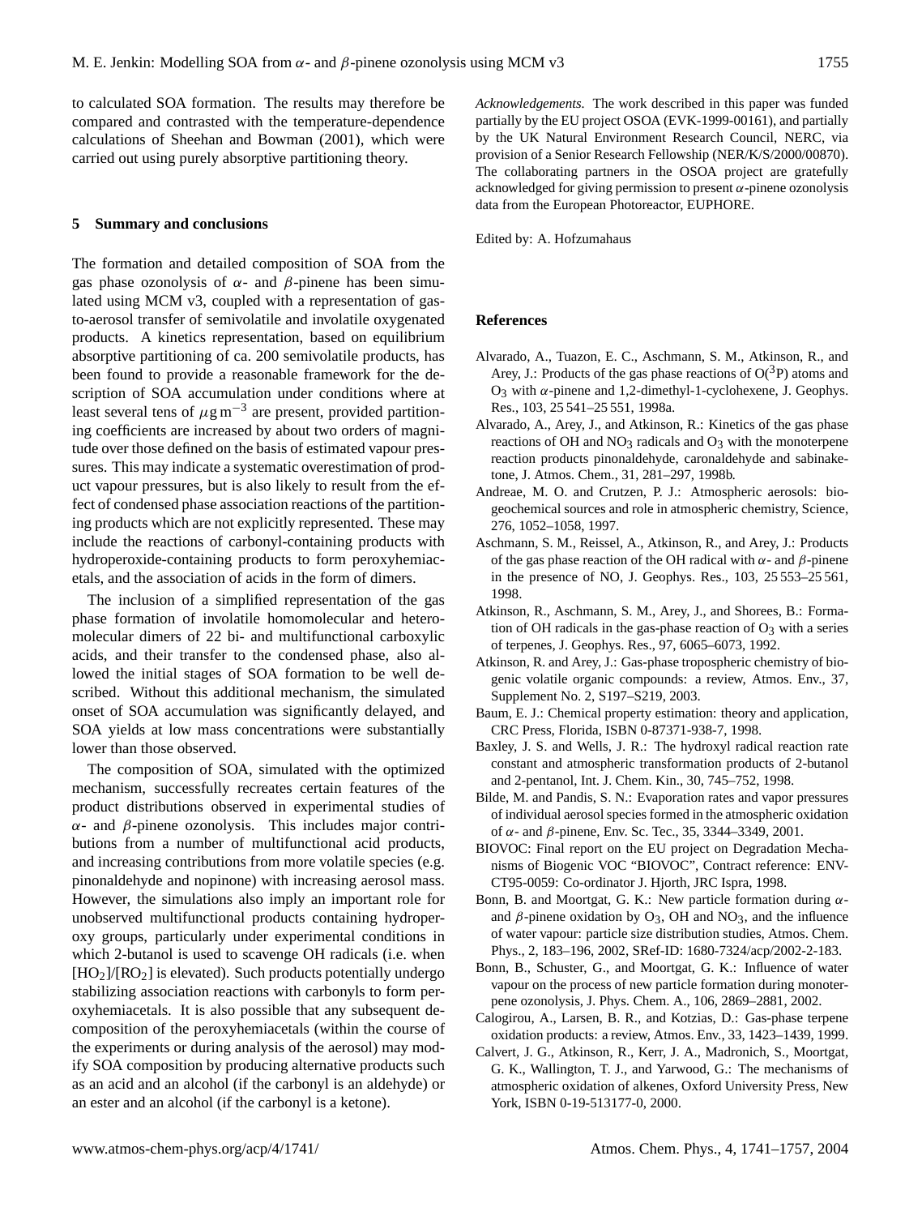to calculated SOA formation. The results may therefore be compared and contrasted with the temperature-dependence calculations of Sheehan and Bowman (2001), which were carried out using purely absorptive partitioning theory.

## 5 Summary and conclusions

The formation and detailed composition of SOA from the gas phase ozonolysis of $\alpha$- and $\beta$-pinene has been simulated using MCM v3, coupled with a representation of gas-to-aerosol transfer of semivolatile and involatile oxygenated products. A kinetics representation, based on equilibrium absorptive partitioning of ca. 200 semivolatile products, has been found to provide a reasonable framework for the description of SOA accumulation under conditions where at least several tens of $\mu g\,m^{-3}$ are present, provided partitioning coefficients are increased by about two orders of magnitude over those defined on the basis of estimated vapour pressures. This may indicate a systematic overestimation of product vapour pressures, but is also likely to result from the effect of condensed phase association reactions of the partitioning products which are not explicitly represented. These may include the reactions of carbonyl-containing products with hydroperoxide-containing products to form peroxyhemiacetals, and the association of acids in the form of dimers.

The inclusion of a simplified representation of the gas phase formation of involatile homomolecular and heteromolecular dimers of 22 bi- and multifunctional carboxylic acids, and their transfer to the condensed phase, also allowed the initial stages of SOA formation to be well described. Without this additional mechanism, the simulated onset of SOA accumulation was significantly delayed, and SOA yields at low mass concentrations were substantially lower than those observed.

The composition of SOA, simulated with the optimized mechanism, successfully recreates certain features of the product distributions observed in experimental studies of $\alpha$- and $\beta$-pinene ozonolysis. This includes major contributions from a number of multifunctional acid products, and increasing contributions from more volatile species (e.g. pinonaldehyde and nopinone) with increasing aerosol mass. However, the simulations also imply an important role for unobserved multifunctional products containing hydroperoxy groups, particularly under experimental conditions in which 2-butanol is used to scavenge OH radicals (i.e. when $[HO_2]/[RO_2]$ is elevated). Such products potentially undergo stabilizing association reactions with carbonyls to form peroxyhemiacetals. It is also possible that any subsequent decomposition of the peroxyhemiacetals (within the course of the experiments or during analysis of the aerosol) may modify SOA composition by producing alternative products such as an acid and an alcohol (if the carbonyl is an aldehyde) or an ester and an alcohol (if the carbonyl is a ketone).

*Acknowledgements.* The work described in this paper was funded partially by the EU project OSOA (EVK-1999-00161), and partially by the UK Natural Environment Research Council, NERC, via provision of a Senior Research Fellowship (NER/K/S/2000/00870). The collaborating partners in the OSOA project are gratefully acknowledged for giving permission to present $\alpha$-pinene ozonolysis data from the European Photoreactor, EUPHORE.

Edited by: A. Hofzumahaus

## References

Alvarado, A., Tuazon, E. C., Aschmann, S. M., Atkinson, R., and Arey, J.: Products of the gas phase reactions of $O(^3P)$ atoms and $O_3$ with $\alpha$-pinene and 1,2-dimethyl-1-cyclohexene, J. Geophys. Res., 103, 25 541–25 551, 1998a.

Alvarado, A., Arey, J., and Atkinson, R.: Kinetics of the gas phase reactions of OH and $NO_3$ radicals and $O_3$ with the monoterpene reaction products pinonaldehyde, caronaldehyde and sabinaketone, J. Atmos. Chem., 31, 281–297, 1998b.

Andreae, M. O. and Crutzen, P. J.: Atmospheric aerosols: biogeochemical sources and role in atmospheric chemistry, Science, 276, 1052–1058, 1997.

Aschmann, S. M., Reissel, A., Atkinson, R., and Arey, J.: Products of the gas phase reaction of the OH radical with $\alpha$- and $\beta$-pinene in the presence of NO, J. Geophys. Res., 103, 25 553–25 561, 1998.

Atkinson, R., Aschmann, S. M., Arey, J., and Shorees, B.: Formation of OH radicals in the gas-phase reaction of $O_3$ with a series of terpenes, J. Geophys. Res., 97, 6065–6073, 1992.

Atkinson, R. and Arey, J.: Gas-phase tropospheric chemistry of biogenic volatile organic compounds: a review, Atmos. Env., 37, Supplement No. 2, S197–S219, 2003.

Baum, E. J.: Chemical property estimation: theory and application, CRC Press, Florida, ISBN 0-87371-938-7, 1998.

Baxley, J. S. and Wells, J. R.: The hydroxyl radical reaction rate constant and atmospheric transformation products of 2-butanol and 2-pentanol, Int. J. Chem. Kin., 30, 745–752, 1998.

Bilde, M. and Pandis, S. N.: Evaporation rates and vapor pressures of individual aerosol species formed in the atmospheric oxidation of $\alpha$- and $\beta$-pinene, Env. Sc. Tec., 35, 3344–3349, 2001.

BIOVOC: Final report on the EU project on Degradation Mechanisms of Biogenic VOC "BIOVOC", Contract reference: ENV-CT95-0059: Co-ordinator J. Hjorth, JRC Ispra, 1998.

Bonn, B. and Moortgat, G. K.: New particle formation during $\alpha$- and $\beta$-pinene oxidation by $O_3$, OH and $NO_3$, and the influence of water vapour: particle size distribution studies, Atmos. Chem. Phys., 2, 183–196, 2002, SRef-ID: 1680-7324/acp/2002-2-183.

Bonn, B., Schuster, G., and Moortgat, G. K.: Influence of water vapour on the process of new particle formation during monoterpene ozonolysis, J. Phys. Chem. A., 106, 2869–2881, 2002.

Calogirou, A., Larsen, B. R., and Kotzias, D.: Gas-phase terpene oxidation products: a review, Atmos. Env., 33, 1423–1439, 1999.

Calvert, J. G., Atkinson, R., Kerr, J. A., Madronich, S., Moortgat, G. K., Wallington, T. J., and Yarwood, G.: The mechanisms of atmospheric oxidation of alkenes, Oxford University Press, New York, ISBN 0-19-513177-0, 2000.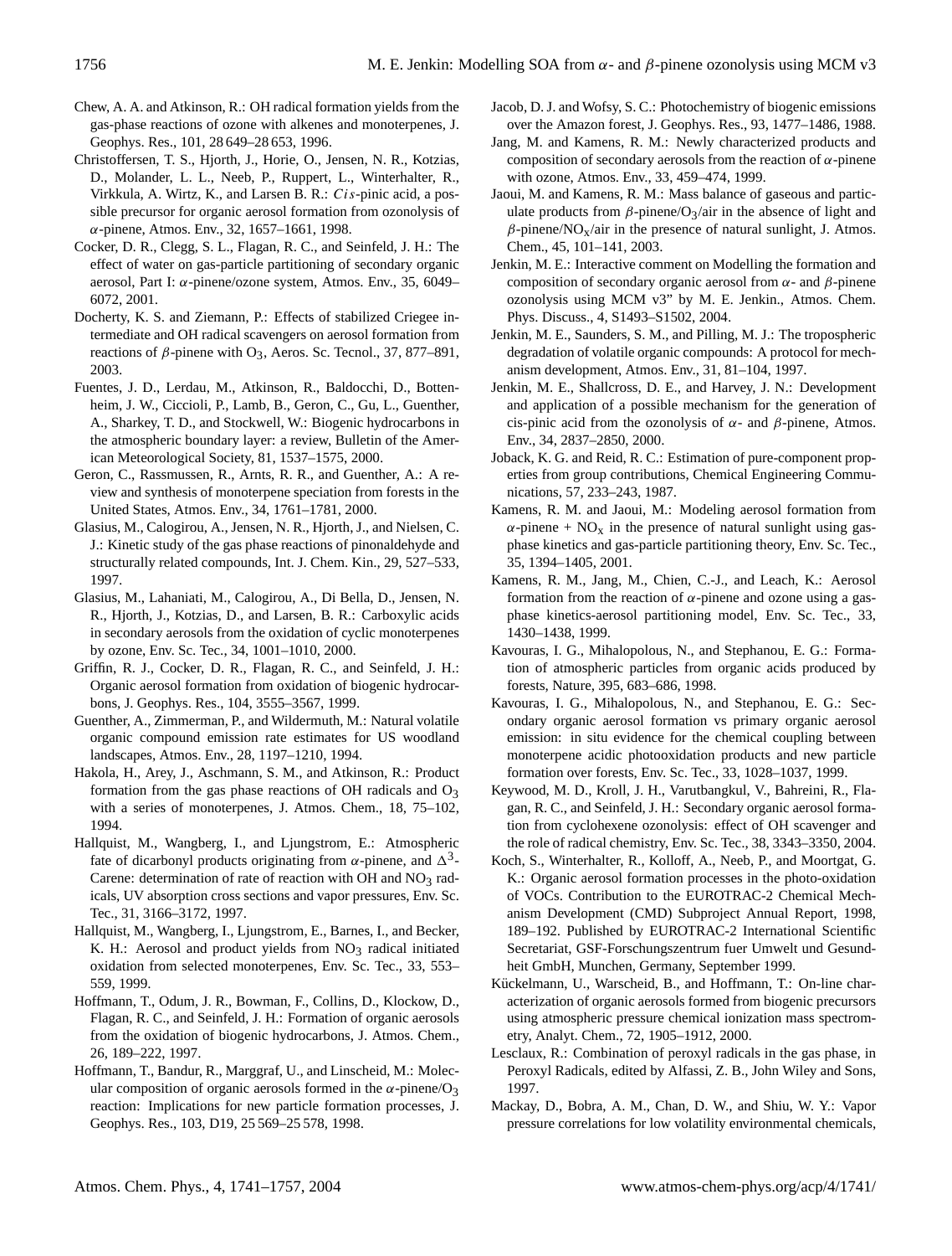Chew, A. A. and Atkinson, R.: OH radical formation yields from the gas-phase reactions of ozone with alkenes and monoterpenes, J. Geophys. Res., 101, 28 649–28 653, 1996.

Christoffersen, T. S., Hjorth, J., Horie, O., Jensen, N. R., Kotzias, D., Molander, L. L., Neeb, P., Ruppert, L., Winterhalter, R., Virkkula, A. Wirtz, K., and Larsen B. R.: *Cis*-pinic acid, a possible precursor for organic aerosol formation from ozonolysis of $\alpha$-pinene, Atmos. Env., 32, 1657–1661, 1998.

Cocker, D. R., Clegg, S. L., Flagan, R. C., and Seinfeld, J. H.: The effect of water on gas-particle partitioning of secondary organic aerosol, Part I: $\alpha$-pinene/ozone system, Atmos. Env., 35, 6049–6072, 2001.

Docherty, K. S. and Ziemann, P.: Effects of stabilized Criegee intermediate and OH radical scavengers on aerosol formation from reactions of $\beta$-pinene with $O_3$, Aeros. Sc. Tecnol., 37, 877–891, 2003.

Fuentes, J. D., Lerdau, M., Atkinson, R., Baldocchi, D., Bottenheim, J. W., Ciccioli, P., Lamb, B., Geron, C., Gu, L., Guenther, A., Sharkey, T. D., and Stockwell, W.: Biogenic hydrocarbons in the atmospheric boundary layer: a review, Bulletin of the American Meteorological Society, 81, 1537–1575, 2000.

Geron, C., Rassmussen, R., Arnts, R. R., and Guenther, A.: A review and synthesis of monoterpene speciation from forests in the United States, Atmos. Env., 34, 1761–1781, 2000.

Glasius, M., Calogirou, A., Jensen, N. R., Hjorth, J., and Nielsen, C. J.: Kinetic study of the gas phase reactions of pinonaldehyde and structurally related compounds, Int. J. Chem. Kin., 29, 527–533, 1997.

Glasius, M., Lahaniati, M., Calogirou, A., Di Bella, D., Jensen, N. R., Hjorth, J., Kotzias, D., and Larsen, B. R.: Carboxylic acids in secondary aerosols from the oxidation of cyclic monoterpenes by ozone, Env. Sc. Tec., 34, 1001–1010, 2000.

Griffin, R. J., Cocker, D. R., Flagan, R. C., and Seinfeld, J. H.: Organic aerosol formation from oxidation of biogenic hydrocarbons, J. Geophys. Res., 104, 3555–3567, 1999.

Guenther, A., Zimmerman, P., and Wildermuth, M.: Natural volatile organic compound emission rate estimates for US woodland landscapes, Atmos. Env., 28, 1197–1210, 1994.

Hakola, H., Arey, J., Aschmann, S. M., and Atkinson, R.: Product formation from the gas phase reactions of OH radicals and $O_3$ with a series of monoterpenes, J. Atmos. Chem., 18, 75–102, 1994.

Hallquist, M., Wangberg, I., and Ljungstrom, E.: Atmospheric fate of dicarbonyl products originating from $\alpha$-pinene, and $\Delta^3$-Carene: determination of rate of reaction with OH and $NO_3$ radicals, UV absorption cross sections and vapor pressures, Env. Sc. Tec., 31, 3166–3172, 1997.

Hallquist, M., Wangberg, I., Ljungstrom, E., Barnes, I., and Becker, K. H.: Aerosol and product yields from $NO_3$ radical initiated oxidation from selected monoterpenes, Env. Sc. Tec., 33, 553–559, 1999.

Hoffmann, T., Odum, J. R., Bowman, F., Collins, D., Klockow, D., Flagan, R. C., and Seinfeld, J. H.: Formation of organic aerosols from the oxidation of biogenic hydrocarbons, J. Atmos. Chem., 26, 189–222, 1997.

Hoffmann, T., Bandur, R., Marggraf, U., and Linscheid, M.: Molecular composition of organic aerosols formed in the $\alpha$-pinene/$O_3$ reaction: Implications for new particle formation processes, J. Geophys. Res., 103, D19, 25 569–25 578, 1998.

Jacob, D. J. and Wofsy, S. C.: Photochemistry of biogenic emissions over the Amazon forest, J. Geophys. Res., 93, 1477–1486, 1988.

Jang, M. and Kamens, R. M.: Newly characterized products and composition of secondary aerosols from the reaction of $\alpha$-pinene with ozone, Atmos. Env., 33, 459–474, 1999.

Jaoui, M. and Kamens, R. M.: Mass balance of gaseous and particulate products from $\beta$-pinene/$O_3$/air in the absence of light and $\beta$-pinene/$NO_x$/air in the presence of natural sunlight, J. Atmos. Chem., 45, 101–141, 2003.

Jenkin, M. E.: Interactive comment on Modelling the formation and composition of secondary organic aerosol from $\alpha$- and $\beta$-pinene ozonolysis using MCM v3" by M. E. Jenkin., Atmos. Chem. Phys. Discuss., 4, S1493–S1502, 2004.

Jenkin, M. E., Saunders, S. M., and Pilling, M. J.: The tropospheric degradation of volatile organic compounds: A protocol for mechanism development, Atmos. Env., 31, 81–104, 1997.

Jenkin, M. E., Shallcross, D. E., and Harvey, J. N.: Development and application of a possible mechanism for the generation of cis-pinic acid from the ozonolysis of $\alpha$- and $\beta$-pinene, Atmos. Env., 34, 2837–2850, 2000.

Joback, K. G. and Reid, R. C.: Estimation of pure-component properties from group contributions, Chemical Engineering Communications, 57, 233–243, 1987.

Kamens, R. M. and Jaoui, M.: Modeling aerosol formation from $\alpha$-pinene + $NO_x$ in the presence of natural sunlight using gas-phase kinetics and gas-particle partitioning theory, Env. Sc. Tec., 35, 1394–1405, 2001.

Kamens, R. M., Jang, M., Chien, C.-J., and Leach, K.: Aerosol formation from the reaction of $\alpha$-pinene and ozone using a gas-phase kinetics-aerosol partitioning model, Env. Sc. Tec., 33, 1430–1438, 1999.

Kavouras, I. G., Mihalopolous, N., and Stephanou, E. G.: Formation of atmospheric particles from organic acids produced by forests, Nature, 395, 683–686, 1998.

Kavouras, I. G., Mihalopolous, N., and Stephanou, E. G.: Secondary organic aerosol formation vs primary organic aerosol emission: in situ evidence for the chemical coupling between monoterpene acidic photooxidation products and new particle formation over forests, Env. Sc. Tec., 33, 1028–1037, 1999.

Keywood, M. D., Kroll, J. H., Varutbangkul, V., Bahreini, R., Flagan, R. C., and Seinfeld, J. H.: Secondary organic aerosol formation from cyclohexene ozonolysis: effect of OH scavenger and the role of radical chemistry, Env. Sc. Tec., 38, 3343–3350, 2004.

Koch, S., Winterhalter, R., Kolloff, A., Neeb, P., and Moortgat, G. K.: Organic aerosol formation processes in the photo-oxidation of VOCs. Contribution to the EUROTRAC-2 Chemical Mechanism Development (CMD) Subproject Annual Report, 1998, 189–192. Published by EUROTRAC-2 International Scientific Secretariat, GSF-Forschungszentrum fuer Umwelt und Gesundheit GmbH, Munchen, Germany, September 1999.

Kückelmann, U., Warscheid, B., and Hoffmann, T.: On-line characterization of organic aerosols formed from biogenic precursors using atmospheric pressure chemical ionization mass spectrometry, Analyt. Chem., 72, 1905–1912, 2000.

Lesclaux, R.: Combination of peroxyl radicals in the gas phase, in Peroxyl Radicals, edited by Alfassi, Z. B., John Wiley and Sons, 1997.

Mackay, D., Bobra, A. M., Chan, D. W., and Shiu, W. Y.: Vapor pressure correlations for low volatility environmental chemicals,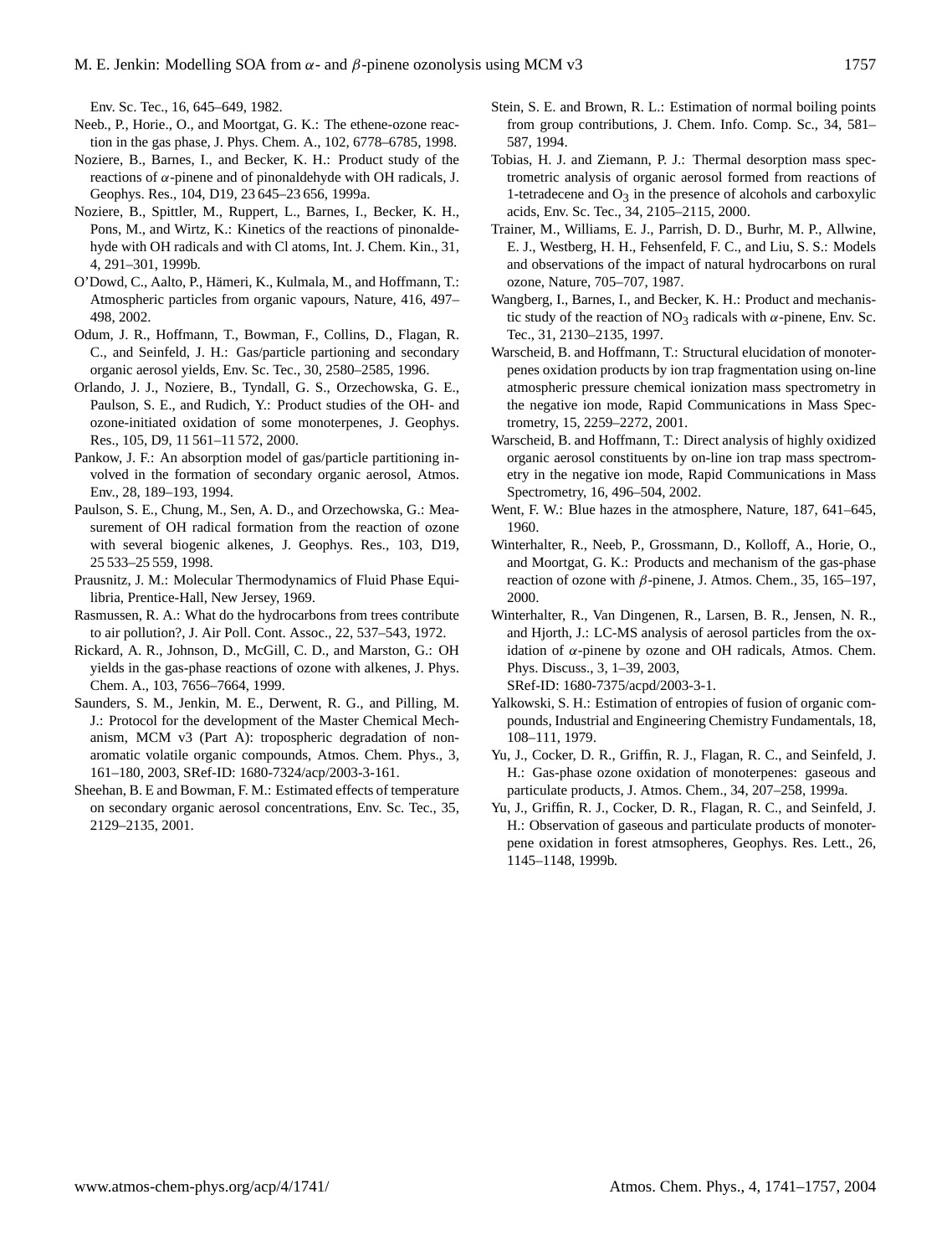Env. Sc. Tec., 16, 645–649, 1982.

Neeb., P., Horie., O., and Moortgat, G. K.: The ethene-ozone reaction in the gas phase, J. Phys. Chem. A., 102, 6778–6785, 1998.

Noziere, B., Barnes, I., and Becker, K. H.: Product study of the reactions of $\alpha$-pinene and of pinonaldehyde with OH radicals, J. Geophys. Res., 104, D19, 23 645–23 656, 1999a.

Noziere, B., Spittler, M., Ruppert, L., Barnes, I., Becker, K. H., Pons, M., and Wirtz, K.: Kinetics of the reactions of pinonaldehyde with OH radicals and with Cl atoms, Int. J. Chem. Kin., 31, 4, 291–301, 1999b.

O'Dowd, C., Aalto, P., Hämeri, K., Kulmala, M., and Hoffmann, T.: Atmospheric particles from organic vapours, Nature, 416, 497–498, 2002.

Odum, J. R., Hoffmann, T., Bowman, F., Collins, D., Flagan, R. C., and Seinfeld, J. H.: Gas/particle partioning and secondary organic aerosol yields, Env. Sc. Tec., 30, 2580–2585, 1996.

Orlando, J. J., Noziere, B., Tyndall, G. S., Orzechowska, G. E., Paulson, S. E., and Rudich, Y.: Product studies of the OH- and ozone-initiated oxidation of some monoterpenes, J. Geophys. Res., 105, D9, 11 561–11 572, 2000.

Pankow, J. F.: An absorption model of gas/particle partitioning involved in the formation of secondary organic aerosol, Atmos. Env., 28, 189–193, 1994.

Paulson, S. E., Chung, M., Sen, A. D., and Orzechowska, G.: Measurement of OH radical formation from the reaction of ozone with several biogenic alkenes, J. Geophys. Res., 103, D19, 25 533–25 559, 1998.

Prausnitz, J. M.: Molecular Thermodynamics of Fluid Phase Equilibria, Prentice-Hall, New Jersey, 1969.

Rasmussen, R. A.: What do the hydrocarbons from trees contribute to air pollution?, J. Air Poll. Cont. Assoc., 22, 537–543, 1972.

Rickard, A. R., Johnson, D., McGill, C. D., and Marston, G.: OH yields in the gas-phase reactions of ozone with alkenes, J. Phys. Chem. A., 103, 7656–7664, 1999.

Saunders, S. M., Jenkin, M. E., Derwent, R. G., and Pilling, M. J.: Protocol for the development of the Master Chemical Mechanism, MCM v3 (Part A): tropospheric degradation of non-aromatic volatile organic compounds, Atmos. Chem. Phys., 3, 161–180, 2003, SRef-ID: 1680-7324/acp/2003-3-161.

Sheehan, B. E and Bowman, F. M.: Estimated effects of temperature on secondary organic aerosol concentrations, Env. Sc. Tec., 35, 2129–2135, 2001.

Stein, S. E. and Brown, R. L.: Estimation of normal boiling points from group contributions, J. Chem. Info. Comp. Sc., 34, 581–587, 1994.

Tobias, H. J. and Ziemann, P. J.: Thermal desorption mass spectrometric analysis of organic aerosol formed from reactions of 1-tetradecene and $O_3$ in the presence of alcohols and carboxylic acids, Env. Sc. Tec., 34, 2105–2115, 2000.

Trainer, M., Williams, E. J., Parrish, D. D., Burhr, M. P., Allwine, E. J., Westberg, H. H., Fehsenfeld, F. C., and Liu, S. S.: Models and observations of the impact of natural hydrocarbons on rural ozone, Nature, 705–707, 1987.

Wangberg, I., Barnes, I., and Becker, K. H.: Product and mechanistic study of the reaction of $NO_3$ radicals with $\alpha$-pinene, Env. Sc. Tec., 31, 2130–2135, 1997.

Warscheid, B. and Hoffmann, T.: Structural elucidation of monoterpenes oxidation products by ion trap fragmentation using on-line atmospheric pressure chemical ionization mass spectrometry in the negative ion mode, Rapid Communications in Mass Spectrometry, 15, 2259–2272, 2001.

Warscheid, B. and Hoffmann, T.: Direct analysis of highly oxidized organic aerosol constituents by on-line ion trap mass spectrometry in the negative ion mode, Rapid Communications in Mass Spectrometry, 16, 496–504, 2002.

Went, F. W.: Blue hazes in the atmosphere, Nature, 187, 641–645, 1960.

Winterhalter, R., Neeb, P., Grossmann, D., Kolloff, A., Horie, O., and Moortgat, G. K.: Products and mechanism of the gas-phase reaction of ozone with $\beta$-pinene, J. Atmos. Chem., 35, 165–197, 2000.

Winterhalter, R., Van Dingenen, R., Larsen, B. R., Jensen, N. R., and Hjorth, J.: LC-MS analysis of aerosol particles from the oxidation of $\alpha$-pinene by ozone and OH radicals, Atmos. Chem. Phys. Discuss., 3, 1–39, 2003, SRef-ID: 1680-7375/acpd/2003-3-1.

Yalkowski, S. H.: Estimation of entropies of fusion of organic compounds, Industrial and Engineering Chemistry Fundamentals, 18, 108–111, 1979.

Yu, J., Cocker, D. R., Griffin, R. J., Flagan, R. C., and Seinfeld, J. H.: Gas-phase ozone oxidation of monoterpenes: gaseous and particulate products, J. Atmos. Chem., 34, 207–258, 1999a.

Yu, J., Griffin, R. J., Cocker, D. R., Flagan, R. C., and Seinfeld, J. H.: Observation of gaseous and particulate products of monoterpene oxidation in forest atmsopheres, Geophys. Res. Lett., 26, 1145–1148, 1999b.